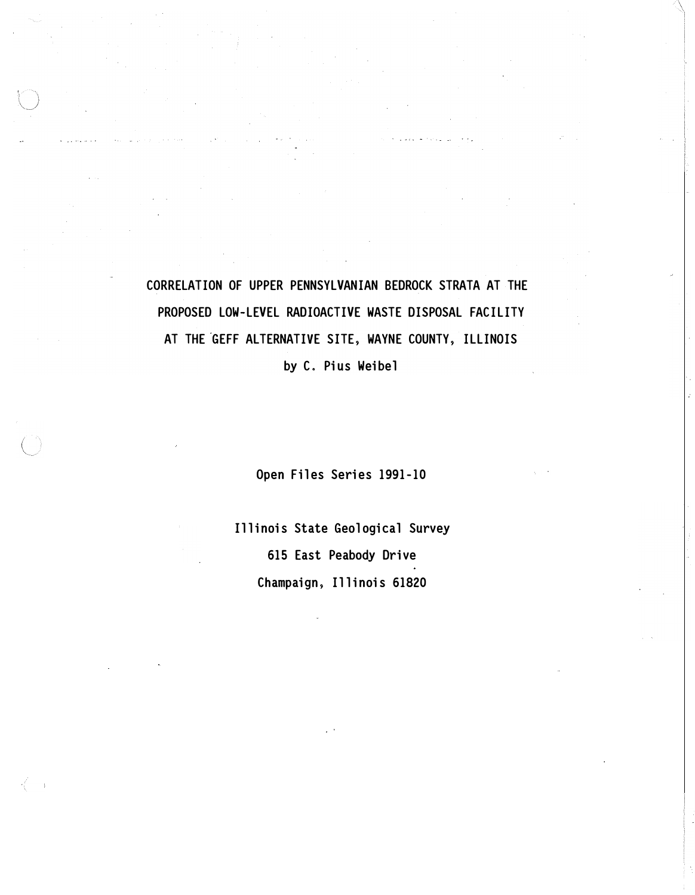# CORRELATION OF UPPER PENNSYLVANIAN BEDROCK STRATA AT THE PROPOSED LOW-LEVEL RADIOACTIVE WASTE DISPOSAL FACILITY AT THE GEFF ALTERNATIVE SITE, WAYNE COUNTY, ILLINOIS

by C. Pius Weibel

Open Files Series 1991-10

Illinois State Geological Survey
615 East Peabody Drive
Champaign, Illinois 61820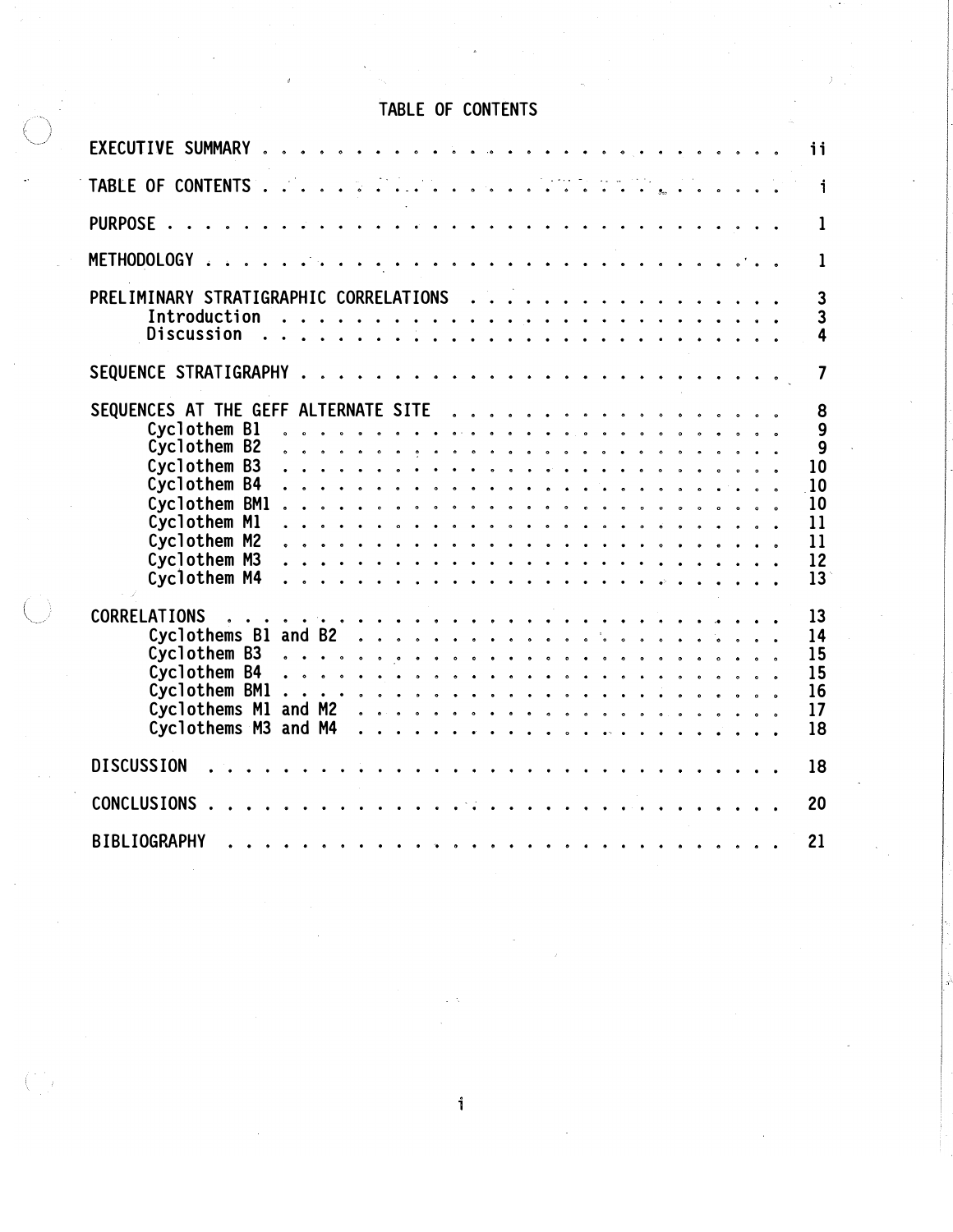# TABLE OF CONTENTS

| | |
|---|---|
| EXECUTIVE SUMMARY | ii |
| TABLE OF CONTENTS | i |
| PURPOSE | 1 |
| METHODOLOGY | 1 |
| PRELIMINARY STRATIGRAPHIC CORRELATIONS | 3 |
| Introduction | 3 |
| Discussion | 4 |
| SEQUENCE STRATIGRAPHY | 7 |
| SEQUENCES AT THE GEFF ALTERNATE SITE | 8 |
| Cyclothem B1 | 9 |
| Cyclothem B2 | 9 |
| Cyclothem B3 | 10 |
| Cyclothem B4 | 10 |
| Cyclothem BM1 | 10 |
| Cyclothem M1 | 11 |
| Cyclothem M2 | 11 |
| Cyclothem M3 | 12 |
| Cyclothem M4 | 13 |
| CORRELATIONS | 13 |
| Cyclothems B1 and B2 | 14 |
| Cyclothem B3 | 15 |
| Cyclothem B4 | 15 |
| Cyclothem BM1 | 16 |
| Cyclothems M1 and M2 | 17 |
| Cyclothems M3 and M4 | 18 |
| DISCUSSION | 18 |
| CONCLUSIONS | 20 |
| BIBLIOGRAPHY | 21 |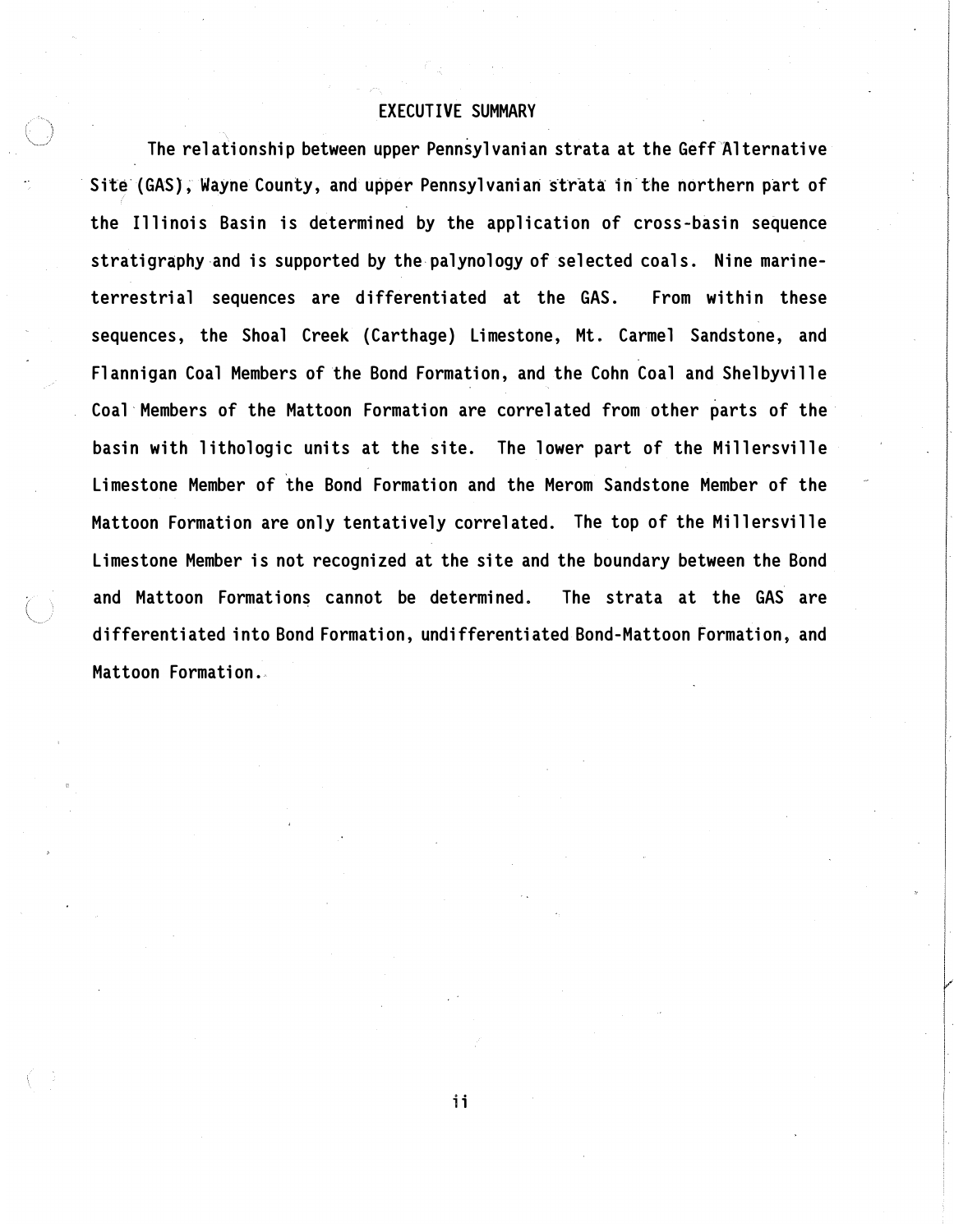## EXECUTIVE SUMMARY

The relationship between upper Pennsylvanian strata at the Geff Alternative Site (GAS), Wayne County, and upper Pennsylvanian strata in the northern part of the Illinois Basin is determined by the application of cross-basin sequence stratigraphy and is supported by the palynology of selected coals. Nine marine-terrestrial sequences are differentiated at the GAS. From within these sequences, the Shoal Creek (Carthage) Limestone, Mt. Carmel Sandstone, and Flannigan Coal Members of the Bond Formation, and the Cohn Coal and Shelbyville Coal Members of the Mattoon Formation are correlated from other parts of the basin with lithologic units at the site. The lower part of the Millersville Limestone Member of the Bond Formation and the Merom Sandstone Member of the Mattoon Formation are only tentatively correlated. The top of the Millersville Limestone Member is not recognized at the site and the boundary between the Bond and Mattoon Formations cannot be determined. The strata at the GAS are differentiated into Bond Formation, undifferentiated Bond-Mattoon Formation, and Mattoon Formation.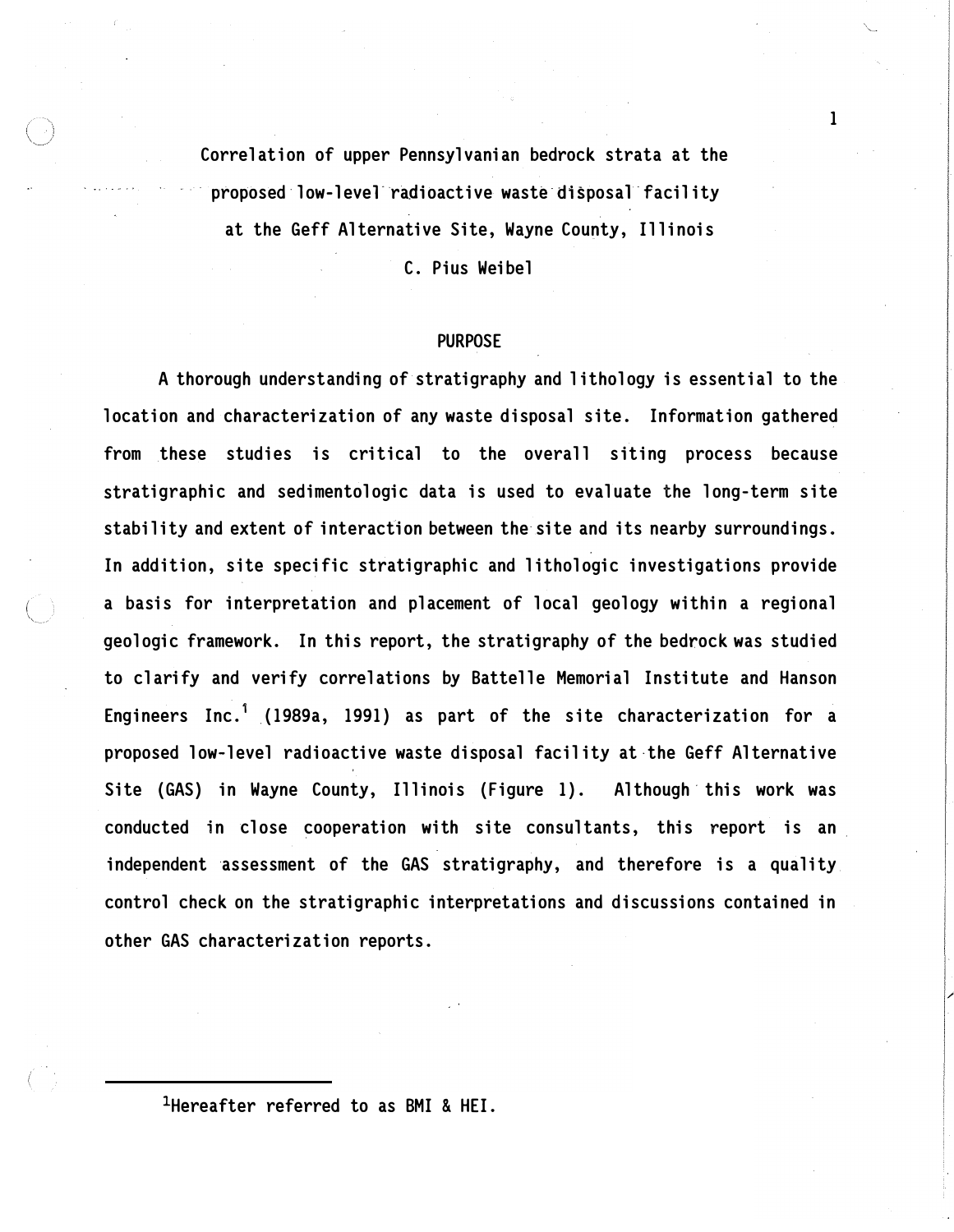# Correlation of upper Pennsylvanian bedrock strata at the proposed low-level radioactive waste disposal facility at the Geff Alternative Site, Wayne County, Illinois

C. Pius Weibel

## PURPOSE

A thorough understanding of stratigraphy and lithology is essential to the location and characterization of any waste disposal site. Information gathered from these studies is critical to the overall siting process because stratigraphic and sedimentologic data is used to evaluate the long-term site stability and extent of interaction between the site and its nearby surroundings. In addition, site specific stratigraphic and lithologic investigations provide a basis for interpretation and placement of local geology within a regional geologic framework. In this report, the stratigraphy of the bedrock was studied to clarify and verify correlations by Battelle Memorial Institute and Hanson Engineers Inc.[1] (1989a, 1991) as part of the site characterization for a proposed low-level radioactive waste disposal facility at the Geff Alternative Site (GAS) in Wayne County, Illinois (Figure 1). Although this work was conducted in close cooperation with site consultants, this report is an independent assessment of the GAS stratigraphy, and therefore is a quality control check on the stratigraphic interpretations and discussions contained in other GAS characterization reports.

---

[1]Hereafter referred to as BMI & HEI.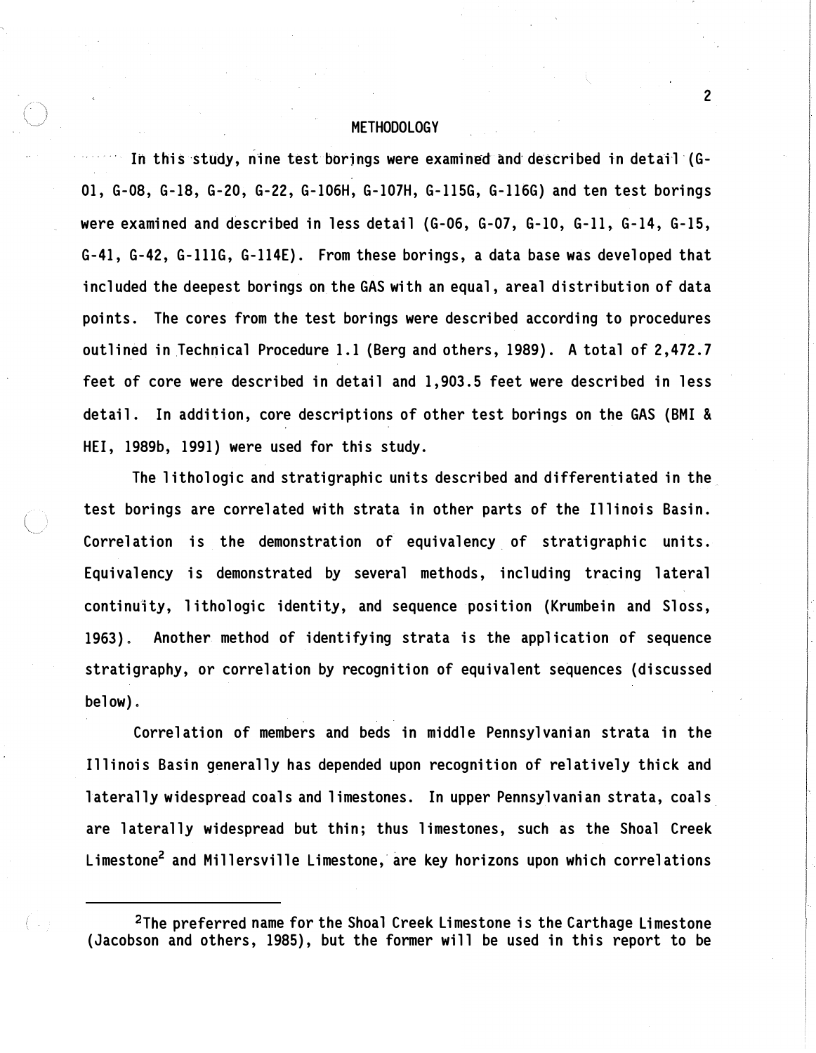## METHODOLOGY

In this study, nine test borings were examined and described in detail (G-01, G-08, G-18, G-20, G-22, G-106H, G-107H, G-115G, G-116G) and ten test borings were examined and described in less detail (G-06, G-07, G-10, G-11, G-14, G-15, G-41, G-42, G-111G, G-114E). From these borings, a data base was developed that included the deepest borings on the GAS with an equal, areal distribution of data points. The cores from the test borings were described according to procedures outlined in Technical Procedure 1.1 (Berg and others, 1989). A total of 2,472.7 feet of core were described in detail and 1,903.5 feet were described in less detail. In addition, core descriptions of other test borings on the GAS (BMI & HEI, 1989b, 1991) were used for this study.

The lithologic and stratigraphic units described and differentiated in the test borings are correlated with strata in other parts of the Illinois Basin. Correlation is the demonstration of equivalency of stratigraphic units. Equivalency is demonstrated by several methods, including tracing lateral continuity, lithologic identity, and sequence position (Krumbein and Sloss, 1963). Another method of identifying strata is the application of sequence stratigraphy, or correlation by recognition of equivalent sequences (discussed below).

Correlation of members and beds in middle Pennsylvanian strata in the Illinois Basin generally has depended upon recognition of relatively thick and laterally widespread coals and limestones. In upper Pennsylvanian strata, coals are laterally widespread but thin; thus limestones, such as the Shoal Creek Limestone[2] and Millersville Limestone, are key horizons upon which correlations

[2]The preferred name for the Shoal Creek Limestone is the Carthage Limestone (Jacobson and others, 1985), but the former will be used in this report to be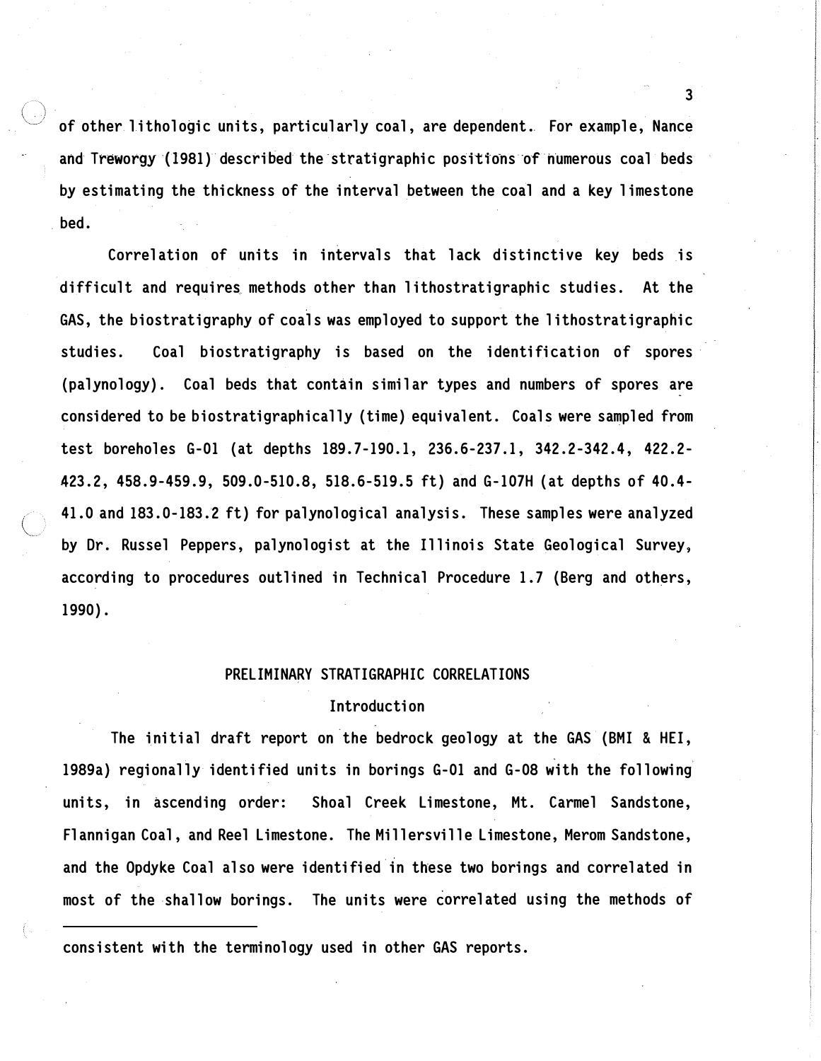of other lithologic units, particularly coal, are dependent. For example, Nance and Treworgy (1981) described the stratigraphic positions of numerous coal beds by estimating the thickness of the interval between the coal and a key limestone bed.

Correlation of units in intervals that lack distinctive key beds is difficult and requires methods other than lithostratigraphic studies. At the GAS, the biostratigraphy of coals was employed to support the lithostratigraphic studies. Coal biostratigraphy is based on the identification of spores (palynology). Coal beds that contain similar types and numbers of spores are considered to be biostratigraphically (time) equivalent. Coals were sampled from test boreholes G-01 (at depths 189.7-190.1, 236.6-237.1, 342.2-342.4, 422.2-423.2, 458.9-459.9, 509.0-510.8, 518.6-519.5 ft) and G-107H (at depths of 40.4-41.0 and 183.0-183.2 ft) for palynological analysis. These samples were analyzed by Dr. Russel Peppers, palynologist at the Illinois State Geological Survey, according to procedures outlined in Technical Procedure 1.7 (Berg and others, 1990).

## PRELIMINARY STRATIGRAPHIC CORRELATIONS

### Introduction

The initial draft report on the bedrock geology at the GAS (BMI & HEI, 1989a) regionally identified units in borings G-01 and G-08 with the following units, in ascending order: Shoal Creek Limestone, Mt. Carmel Sandstone, Flannigan Coal, and Reel Limestone. The Millersville Limestone, Merom Sandstone, and the Opdyke Coal also were identified in these two borings and correlated in most of the shallow borings. The units were correlated using the methods of

---

consistent with the terminology used in other GAS reports.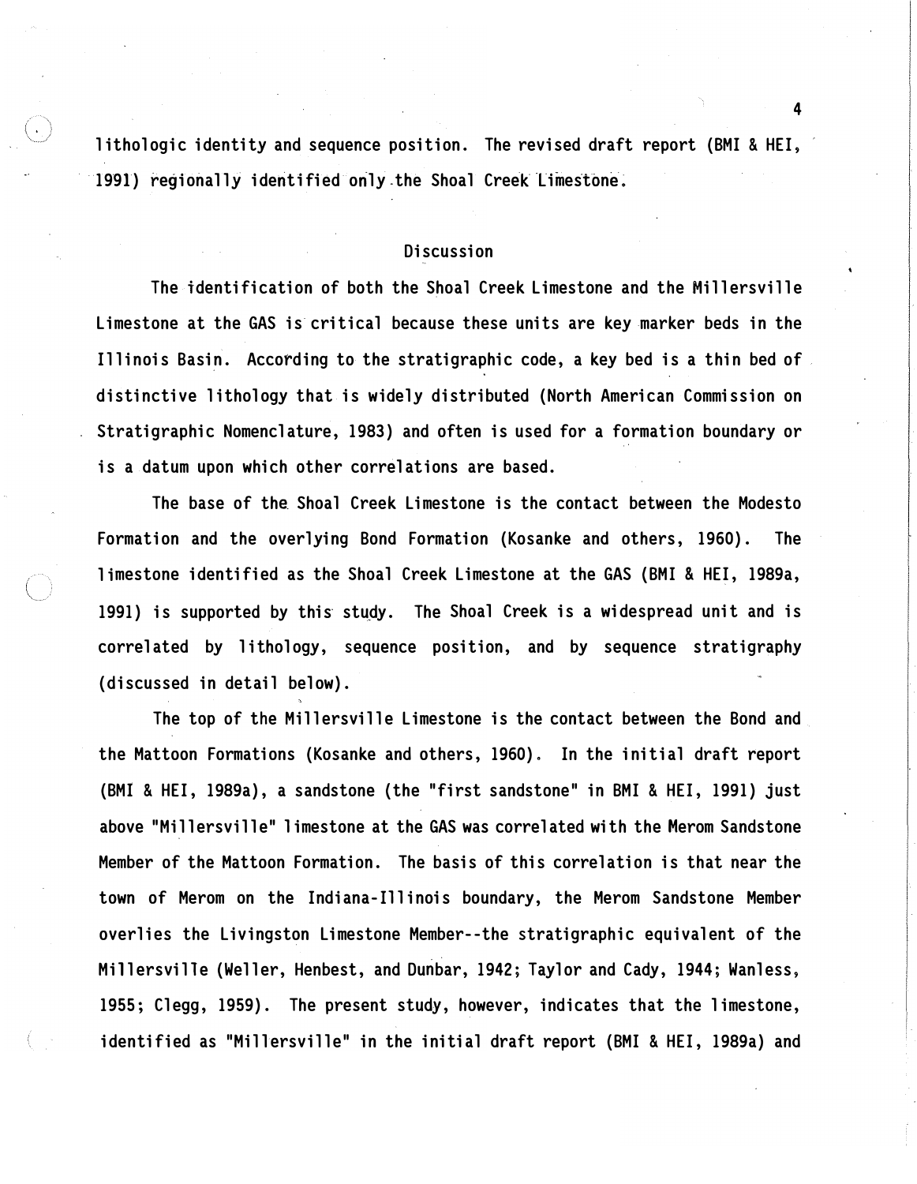lithologic identity and sequence position. The revised draft report (BMI & HEI, 1991) regionally identified only the Shoal Creek Limestone.

## Discussion

The identification of both the Shoal Creek Limestone and the Millersville Limestone at the GAS is critical because these units are key marker beds in the Illinois Basin. According to the stratigraphic code, a key bed is a thin bed of distinctive lithology that is widely distributed (North American Commission on Stratigraphic Nomenclature, 1983) and often is used for a formation boundary or is a datum upon which other correlations are based.

The base of the Shoal Creek Limestone is the contact between the Modesto Formation and the overlying Bond Formation (Kosanke and others, 1960). The limestone identified as the Shoal Creek Limestone at the GAS (BMI & HEI, 1989a, 1991) is supported by this study. The Shoal Creek is a widespread unit and is correlated by lithology, sequence position, and by sequence stratigraphy (discussed in detail below).

The top of the Millersville Limestone is the contact between the Bond and the Mattoon Formations (Kosanke and others, 1960). In the initial draft report (BMI & HEI, 1989a), a sandstone (the "first sandstone" in BMI & HEI, 1991) just above "Millersville" limestone at the GAS was correlated with the Merom Sandstone Member of the Mattoon Formation. The basis of this correlation is that near the town of Merom on the Indiana-Illinois boundary, the Merom Sandstone Member overlies the Livingston Limestone Member--the stratigraphic equivalent of the Millersville (Weller, Henbest, and Dunbar, 1942; Taylor and Cady, 1944; Wanless, 1955; Clegg, 1959). The present study, however, indicates that the limestone, identified as "Millersville" in the initial draft report (BMI & HEI, 1989a) and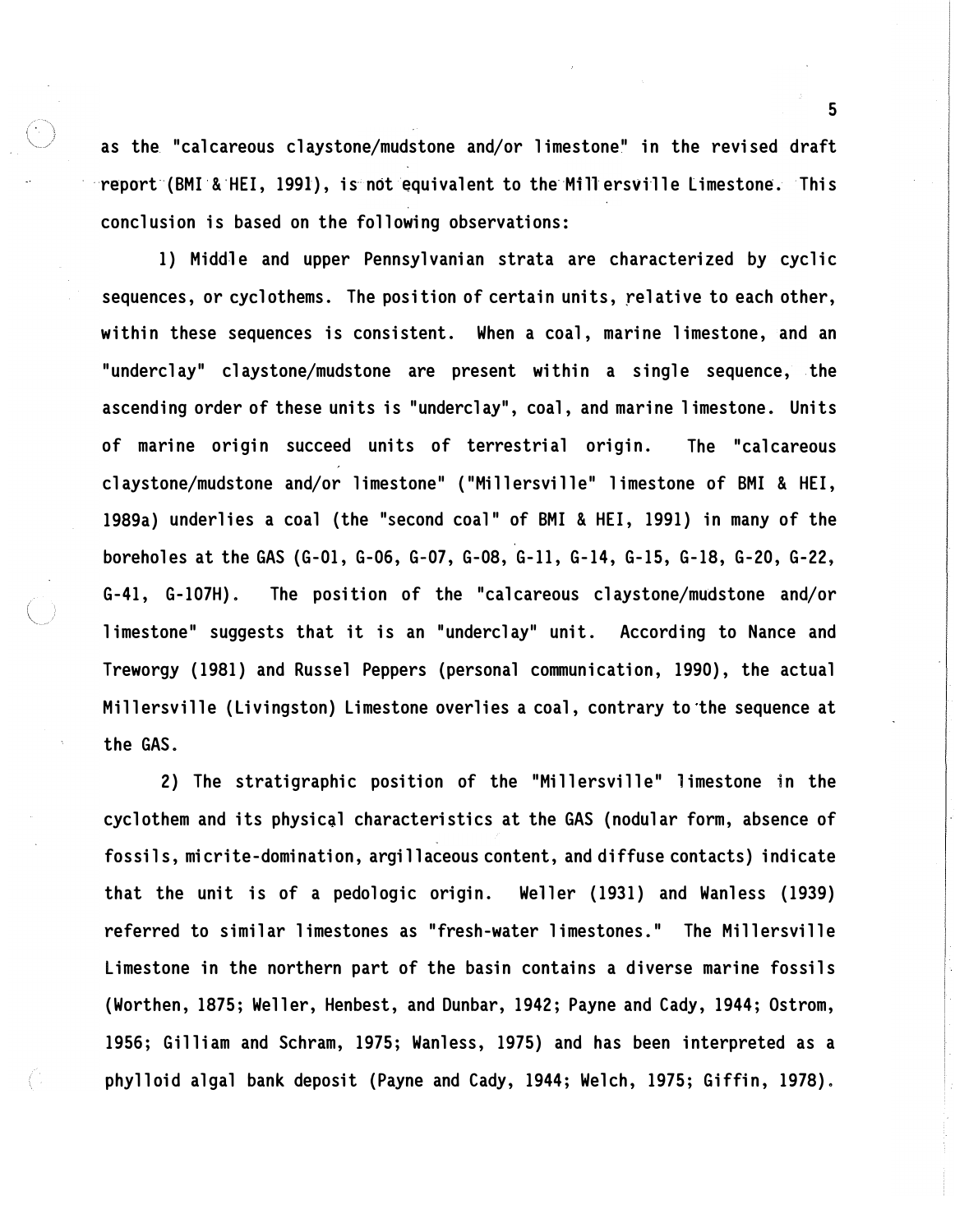as the "calcareous claystone/mudstone and/or limestone" in the revised draft report (BMI & HEI, 1991), is not equivalent to the Millersville Limestone. This conclusion is based on the following observations:

1) Middle and upper Pennsylvanian strata are characterized by cyclic sequences, or cyclothems. The position of certain units, relative to each other, within these sequences is consistent. When a coal, marine limestone, and an "underclay" claystone/mudstone are present within a single sequence, the ascending order of these units is "underclay", coal, and marine limestone. Units of marine origin succeed units of terrestrial origin. The "calcareous claystone/mudstone and/or limestone" ("Millersville" limestone of BMI & HEI, 1989a) underlies a coal (the "second coal" of BMI & HEI, 1991) in many of the boreholes at the GAS (G-01, G-06, G-07, G-08, G-11, G-14, G-15, G-18, G-20, G-22, G-41, G-107H). The position of the "calcareous claystone/mudstone and/or limestone" suggests that it is an "underclay" unit. According to Nance and Treworgy (1981) and Russel Peppers (personal communication, 1990), the actual Millersville (Livingston) Limestone overlies a coal, contrary to the sequence at the GAS.

2) The stratigraphic position of the "Millersville" limestone in the cyclothem and its physical characteristics at the GAS (nodular form, absence of fossils, micrite-domination, argillaceous content, and diffuse contacts) indicate that the unit is of a pedologic origin. Weller (1931) and Wanless (1939) referred to similar limestones as "fresh-water limestones." The Millersville Limestone in the northern part of the basin contains a diverse marine fossils (Worthen, 1875; Weller, Henbest, and Dunbar, 1942; Payne and Cady, 1944; Ostrom, 1956; Gilliam and Schram, 1975; Wanless, 1975) and has been interpreted as a phylloid algal bank deposit (Payne and Cady, 1944; Welch, 1975; Giffin, 1978).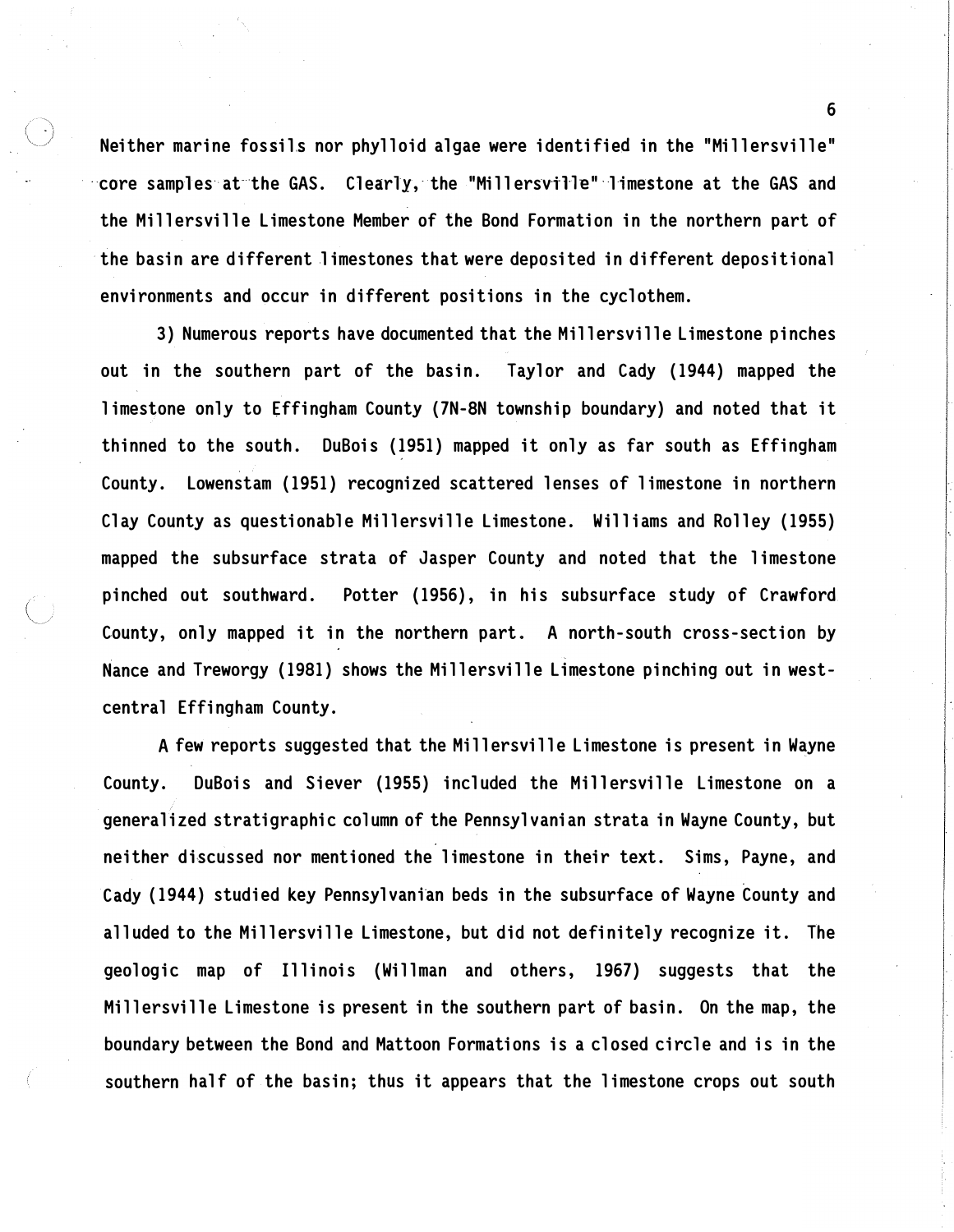Neither marine fossils nor phylloid algae were identified in the "Millersville" core samples at the GAS. Clearly, the "Millersville" limestone at the GAS and the Millersville Limestone Member of the Bond Formation in the northern part of the basin are different limestones that were deposited in different depositional environments and occur in different positions in the cyclothem.

3) Numerous reports have documented that the Millersville Limestone pinches out in the southern part of the basin. Taylor and Cady (1944) mapped the limestone only to Effingham County (7N-8N township boundary) and noted that it thinned to the south. DuBois (1951) mapped it only as far south as Effingham County. Lowenstam (1951) recognized scattered lenses of limestone in northern Clay County as questionable Millersville Limestone. Williams and Rolley (1955) mapped the subsurface strata of Jasper County and noted that the limestone pinched out southward. Potter (1956), in his subsurface study of Crawford County, only mapped it in the northern part. A north-south cross-section by Nance and Treworgy (1981) shows the Millersville Limestone pinching out in west-central Effingham County.

A few reports suggested that the Millersville Limestone is present in Wayne County. DuBois and Siever (1955) included the Millersville Limestone on a generalized stratigraphic column of the Pennsylvanian strata in Wayne County, but neither discussed nor mentioned the limestone in their text. Sims, Payne, and Cady (1944) studied key Pennsylvanian beds in the subsurface of Wayne County and alluded to the Millersville Limestone, but did not definitely recognize it. The geologic map of Illinois (Willman and others, 1967) suggests that the Millersville Limestone is present in the southern part of basin. On the map, the boundary between the Bond and Mattoon Formations is a closed circle and is in the southern half of the basin; thus it appears that the limestone crops out south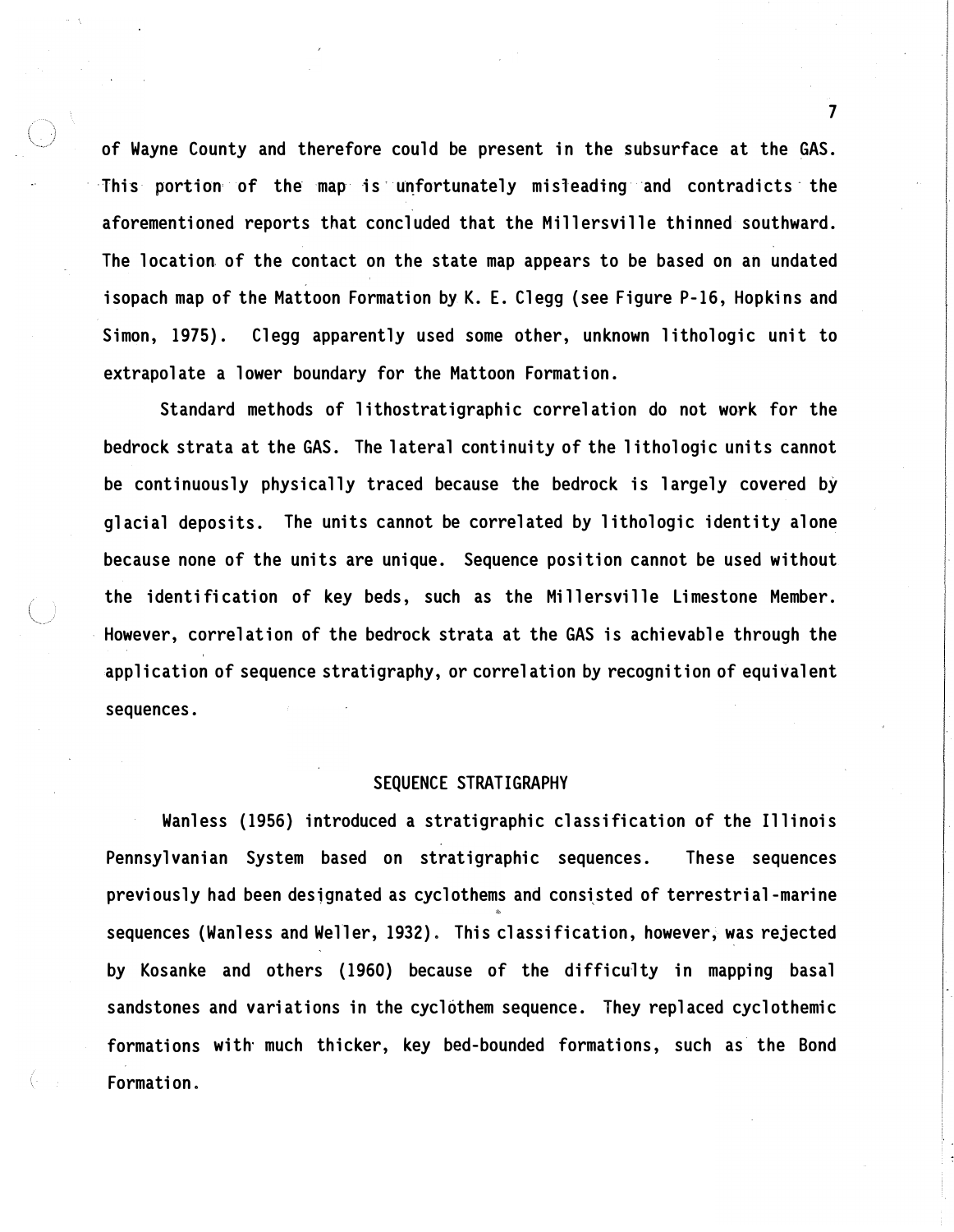of Wayne County and therefore could be present in the subsurface at the GAS. This portion of the map is unfortunately misleading and contradicts the aforementioned reports that concluded that the Millersville thinned southward. The location of the contact on the state map appears to be based on an undated isopach map of the Mattoon Formation by K. E. Clegg (see Figure P-16, Hopkins and Simon, 1975). Clegg apparently used some other, unknown lithologic unit to extrapolate a lower boundary for the Mattoon Formation.

Standard methods of lithostratigraphic correlation do not work for the bedrock strata at the GAS. The lateral continuity of the lithologic units cannot be continuously physically traced because the bedrock is largely covered by glacial deposits. The units cannot be correlated by lithologic identity alone because none of the units are unique. Sequence position cannot be used without the identification of key beds, such as the Millersville Limestone Member. However, correlation of the bedrock strata at the GAS is achievable through the application of sequence stratigraphy, or correlation by recognition of equivalent sequences.

## SEQUENCE STRATIGRAPHY

Wanless (1956) introduced a stratigraphic classification of the Illinois Pennsylvanian System based on stratigraphic sequences. These sequences previously had been designated as cyclothems and consisted of terrestrial-marine sequences (Wanless and Weller, 1932). This classification, however, was rejected by Kosanke and others (1960) because of the difficulty in mapping basal sandstones and variations in the cyclothem sequence. They replaced cyclothemic formations with much thicker, key bed-bounded formations, such as the Bond Formation.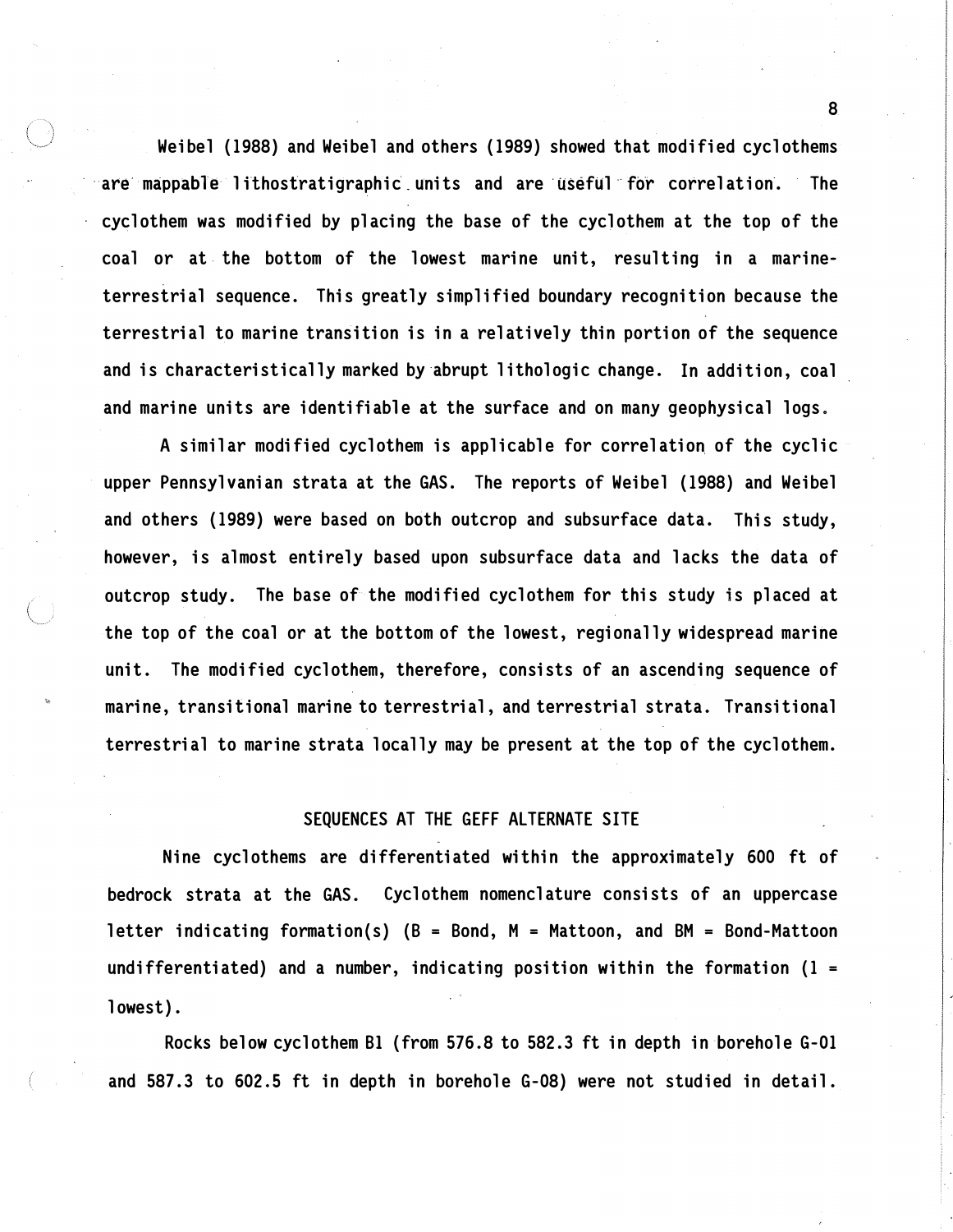Weibel (1988) and Weibel and others (1989) showed that modified cyclothems are mappable lithostratigraphic units and are useful for correlation. The cyclothem was modified by placing the base of the cyclothem at the top of the coal or at the bottom of the lowest marine unit, resulting in a marine-terrestrial sequence. This greatly simplified boundary recognition because the terrestrial to marine transition is in a relatively thin portion of the sequence and is characteristically marked by abrupt lithologic change. In addition, coal and marine units are identifiable at the surface and on many geophysical logs.

A similar modified cyclothem is applicable for correlation of the cyclic upper Pennsylvanian strata at the GAS. The reports of Weibel (1988) and Weibel and others (1989) were based on both outcrop and subsurface data. This study, however, is almost entirely based upon subsurface data and lacks the data of outcrop study. The base of the modified cyclothem for this study is placed at the top of the coal or at the bottom of the lowest, regionally widespread marine unit. The modified cyclothem, therefore, consists of an ascending sequence of marine, transitional marine to terrestrial, and terrestrial strata. Transitional terrestrial to marine strata locally may be present at the top of the cyclothem.

## SEQUENCES AT THE GEFF ALTERNATE SITE

Nine cyclothems are differentiated within the approximately 600 ft of bedrock strata at the GAS. Cyclothem nomenclature consists of an uppercase letter indicating formation(s) (B = Bond, M = Mattoon, and BM = Bond-Mattoon undifferentiated) and a number, indicating position within the formation (1 = lowest).

Rocks below cyclothem B1 (from 576.8 to 582.3 ft in depth in borehole G-01 and 587.3 to 602.5 ft in depth in borehole G-08) were not studied in detail.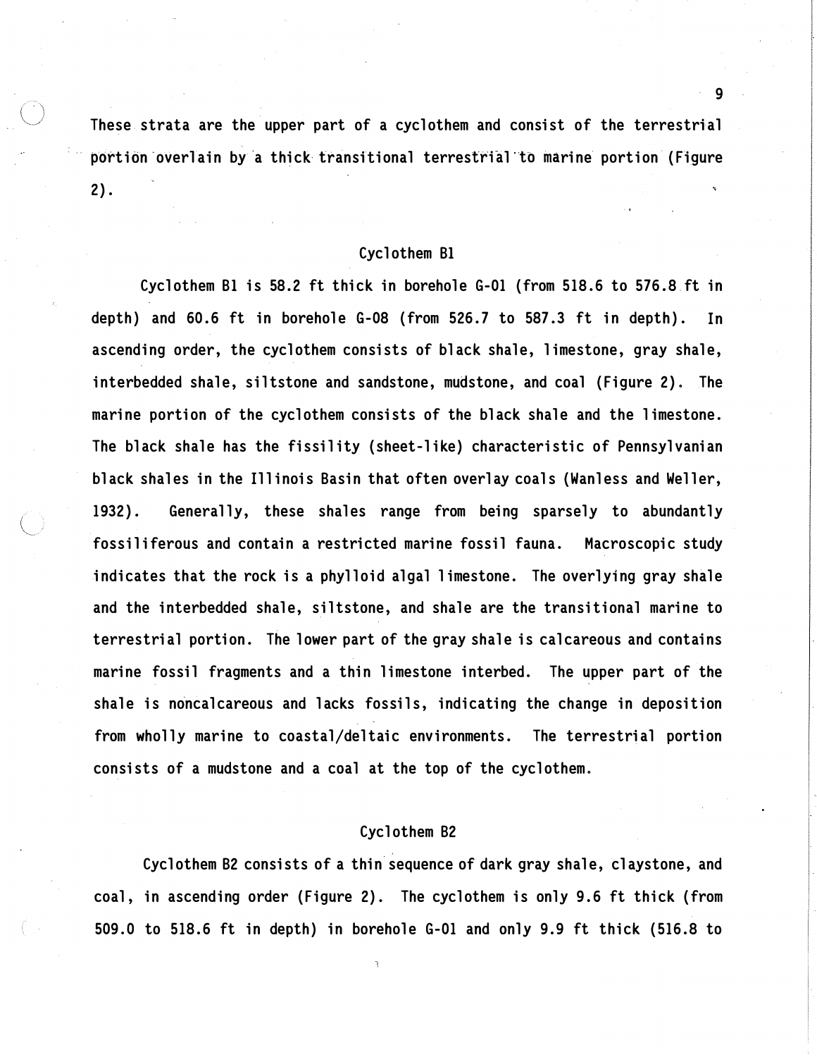These strata are the upper part of a cyclothem and consist of the terrestrial portion overlain by a thick transitional terrestrial to marine portion (Figure 2).

### Cyclothem B1

Cyclothem B1 is 58.2 ft thick in borehole G-01 (from 518.6 to 576.8 ft in depth) and 60.6 ft in borehole G-08 (from 526.7 to 587.3 ft in depth). In ascending order, the cyclothem consists of black shale, limestone, gray shale, interbedded shale, siltstone and sandstone, mudstone, and coal (Figure 2). The marine portion of the cyclothem consists of the black shale and the limestone. The black shale has the fissility (sheet-like) characteristic of Pennsylvanian black shales in the Illinois Basin that often overlay coals (Wanless and Weller, 1932). Generally, these shales range from being sparsely to abundantly fossiliferous and contain a restricted marine fossil fauna. Macroscopic study indicates that the rock is a phylloid algal limestone. The overlying gray shale and the interbedded shale, siltstone, and shale are the transitional marine to terrestrial portion. The lower part of the gray shale is calcareous and contains marine fossil fragments and a thin limestone interbed. The upper part of the shale is noncalcareous and lacks fossils, indicating the change in deposition from wholly marine to coastal/deltaic environments. The terrestrial portion consists of a mudstone and a coal at the top of the cyclothem.

### Cyclothem B2

Cyclothem B2 consists of a thin sequence of dark gray shale, claystone, and coal, in ascending order (Figure 2). The cyclothem is only 9.6 ft thick (from 509.0 to 518.6 ft in depth) in borehole G-01 and only 9.9 ft thick (516.8 to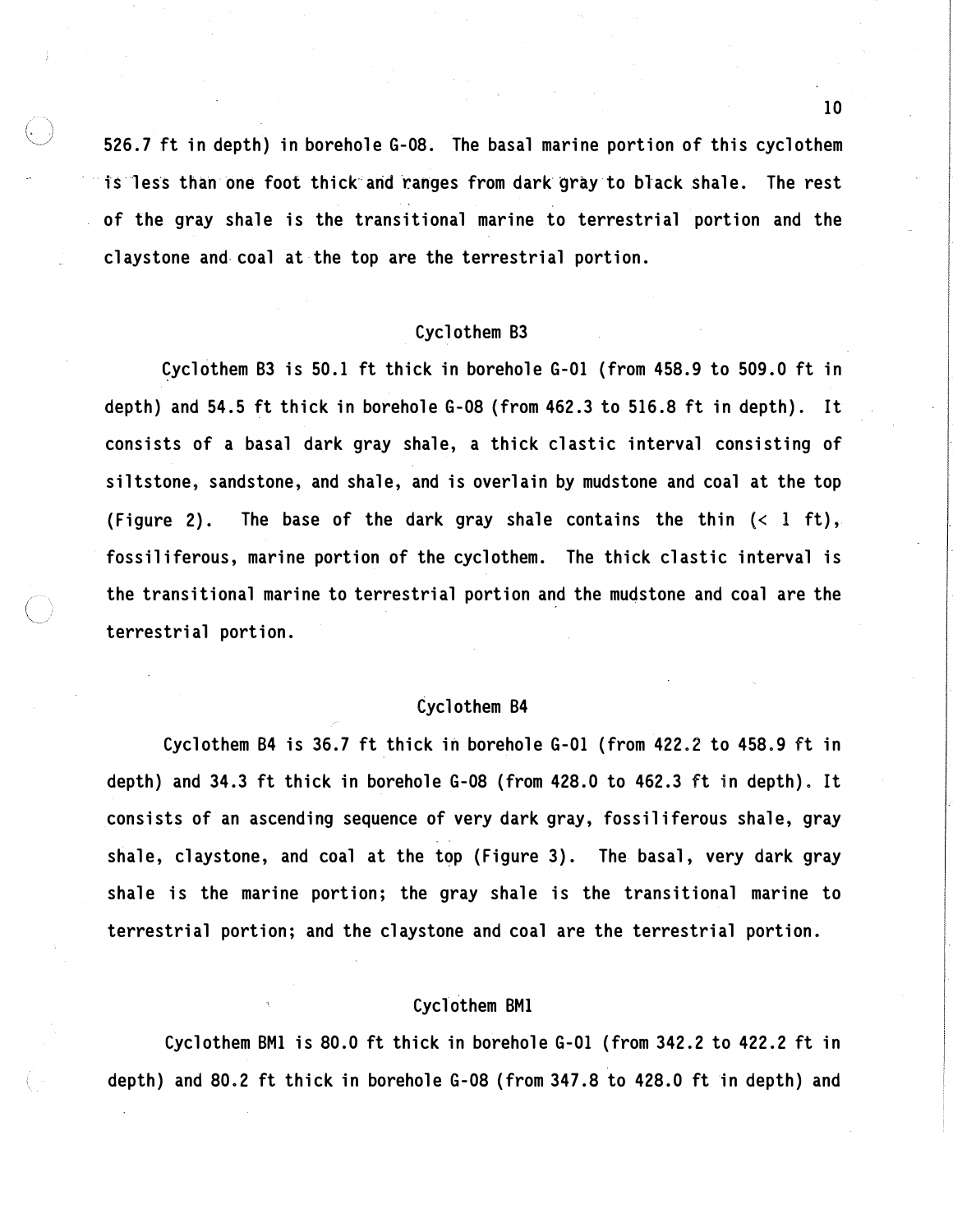526.7 ft in depth) in borehole G-08. The basal marine portion of this cyclothem is less than one foot thick and ranges from dark gray to black shale. The rest of the gray shale is the transitional marine to terrestrial portion and the claystone and coal at the top are the terrestrial portion.

### Cyclothem B3

Cyclothem B3 is 50.1 ft thick in borehole G-01 (from 458.9 to 509.0 ft in depth) and 54.5 ft thick in borehole G-08 (from 462.3 to 516.8 ft in depth). It consists of a basal dark gray shale, a thick clastic interval consisting of siltstone, sandstone, and shale, and is overlain by mudstone and coal at the top (Figure 2). The base of the dark gray shale contains the thin (< 1 ft), fossiliferous, marine portion of the cyclothem. The thick clastic interval is the transitional marine to terrestrial portion and the mudstone and coal are the terrestrial portion.

### Cyclothem B4

Cyclothem B4 is 36.7 ft thick in borehole G-01 (from 422.2 to 458.9 ft in depth) and 34.3 ft thick in borehole G-08 (from 428.0 to 462.3 ft in depth). It consists of an ascending sequence of very dark gray, fossiliferous shale, gray shale, claystone, and coal at the top (Figure 3). The basal, very dark gray shale is the marine portion; the gray shale is the transitional marine to terrestrial portion; and the claystone and coal are the terrestrial portion.

### Cyclothem BM1

Cyclothem BM1 is 80.0 ft thick in borehole G-01 (from 342.2 to 422.2 ft in depth) and 80.2 ft thick in borehole G-08 (from 347.8 to 428.0 ft in depth) and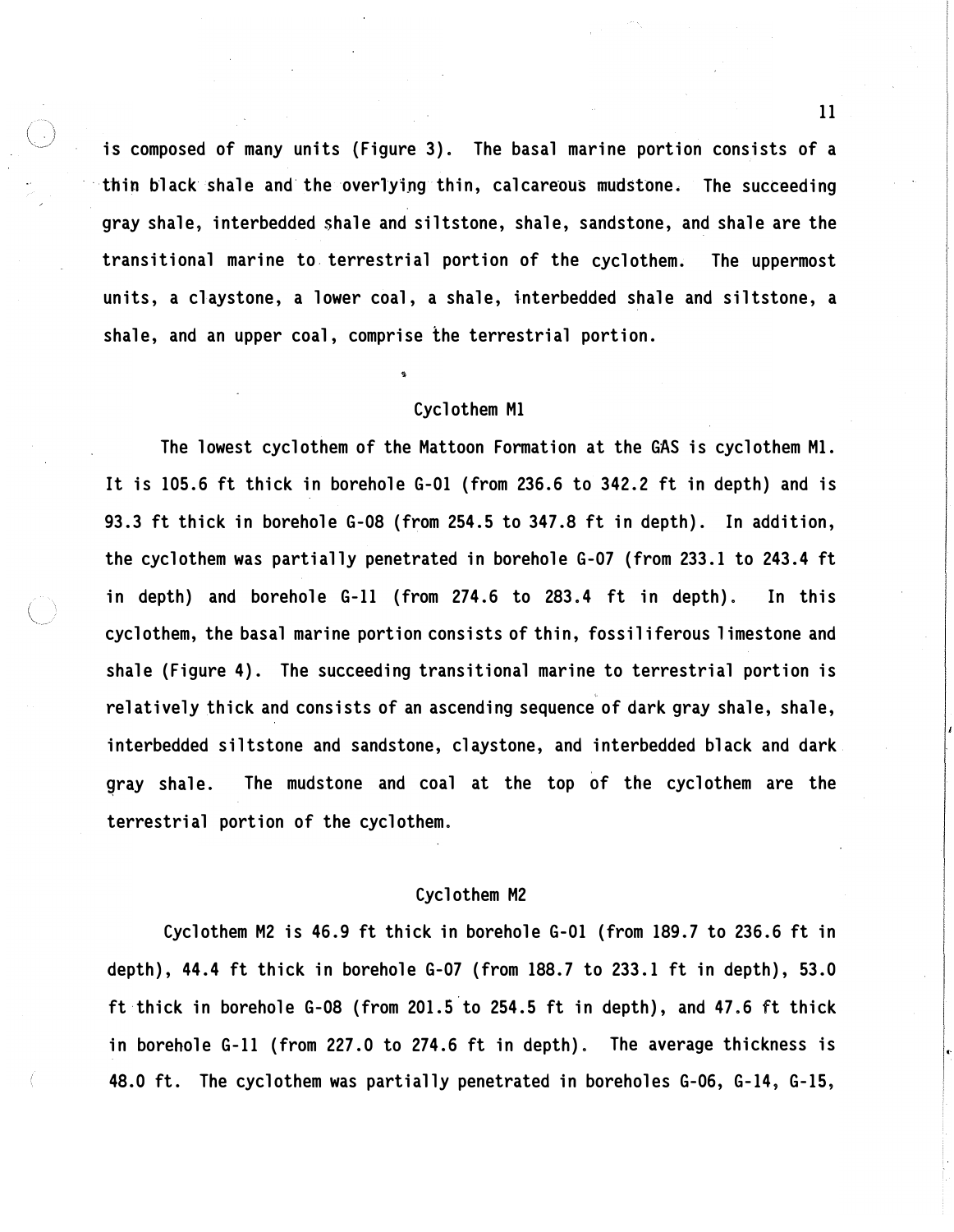is composed of many units (Figure 3). The basal marine portion consists of a thin black shale and the overlying thin, calcareous mudstone. The succeeding gray shale, interbedded shale and siltstone, shale, sandstone, and shale are the transitional marine to terrestrial portion of the cyclothem. The uppermost units, a claystone, a lower coal, a shale, interbedded shale and siltstone, a shale, and an upper coal, comprise the terrestrial portion.

### Cyclothem M1

The lowest cyclothem of the Mattoon Formation at the GAS is cyclothem M1. It is 105.6 ft thick in borehole G-01 (from 236.6 to 342.2 ft in depth) and is 93.3 ft thick in borehole G-08 (from 254.5 to 347.8 ft in depth). In addition, the cyclothem was partially penetrated in borehole G-07 (from 233.1 to 243.4 ft in depth) and borehole G-11 (from 274.6 to 283.4 ft in depth). In this cyclothem, the basal marine portion consists of thin, fossiliferous limestone and shale (Figure 4). The succeeding transitional marine to terrestrial portion is relatively thick and consists of an ascending sequence of dark gray shale, shale, interbedded siltstone and sandstone, claystone, and interbedded black and dark gray shale. The mudstone and coal at the top of the cyclothem are the terrestrial portion of the cyclothem.

### Cyclothem M2

Cyclothem M2 is 46.9 ft thick in borehole G-01 (from 189.7 to 236.6 ft in depth), 44.4 ft thick in borehole G-07 (from 188.7 to 233.1 ft in depth), 53.0 ft thick in borehole G-08 (from 201.5 to 254.5 ft in depth), and 47.6 ft thick in borehole G-11 (from 227.0 to 274.6 ft in depth). The average thickness is 48.0 ft. The cyclothem was partially penetrated in boreholes G-06, G-14, G-15,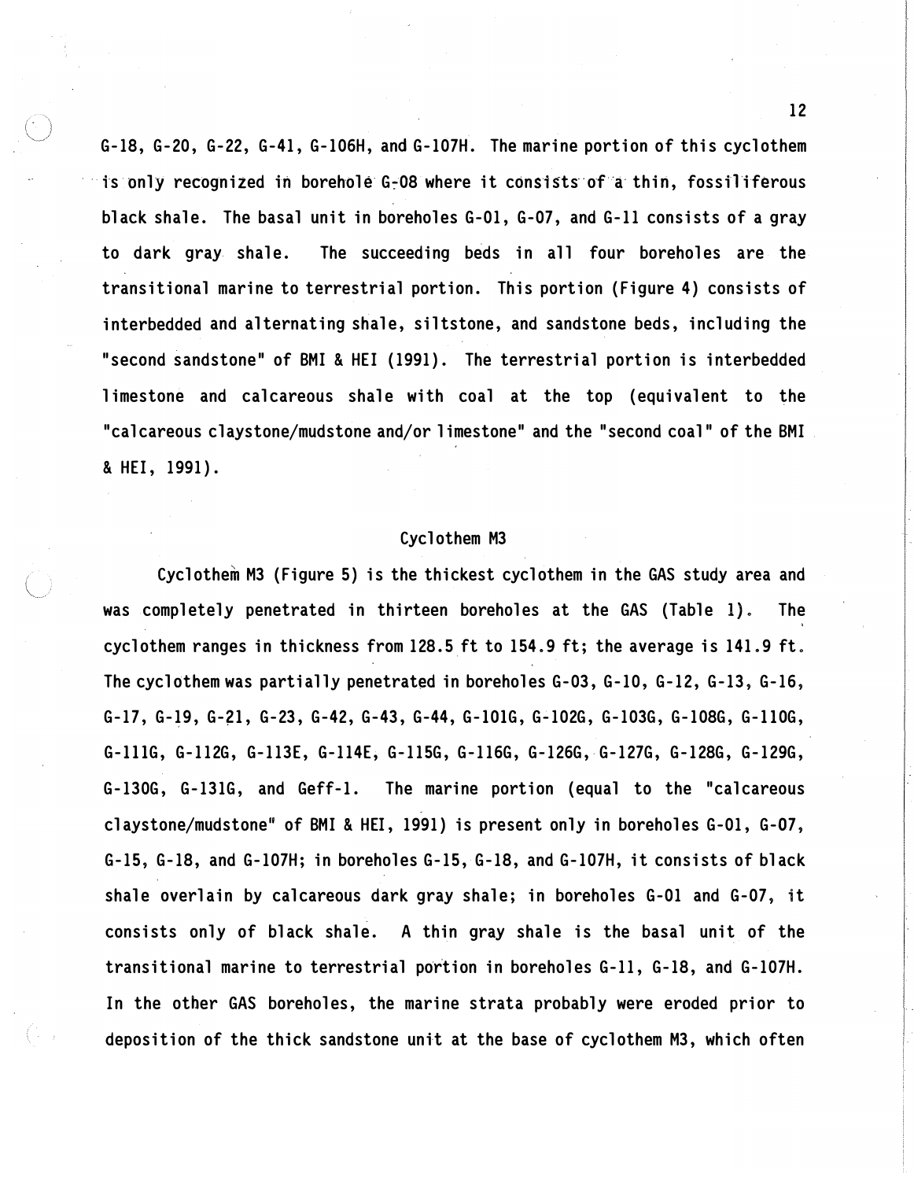G-18, G-20, G-22, G-41, G-106H, and G-107H. The marine portion of this cyclothem is only recognized in borehole G-08 where it consists of a thin, fossiliferous black shale. The basal unit in boreholes G-01, G-07, and G-11 consists of a gray to dark gray shale. The succeeding beds in all four boreholes are the transitional marine to terrestrial portion. This portion (Figure 4) consists of interbedded and alternating shale, siltstone, and sandstone beds, including the "second sandstone" of BMI & HEI (1991). The terrestrial portion is interbedded limestone and calcareous shale with coal at the top (equivalent to the "calcareous claystone/mudstone and/or limestone" and the "second coal" of the BMI & HEI, 1991).

### Cyclothem M3

Cyclothem M3 (Figure 5) is the thickest cyclothem in the GAS study area and was completely penetrated in thirteen boreholes at the GAS (Table 1). The cyclothem ranges in thickness from 128.5 ft to 154.9 ft; the average is 141.9 ft. The cyclothem was partially penetrated in boreholes G-03, G-10, G-12, G-13, G-16, G-17, G-19, G-21, G-23, G-42, G-43, G-44, G-101G, G-102G, G-103G, G-108G, G-110G, G-111G, G-112G, G-113E, G-114E, G-115G, G-116G, G-126G, G-127G, G-128G, G-129G, G-130G, G-131G, and Geff-1. The marine portion (equal to the "calcareous claystone/mudstone" of BMI & HEI, 1991) is present only in boreholes G-01, G-07, G-15, G-18, and G-107H; in boreholes G-15, G-18, and G-107H, it consists of black shale overlain by calcareous dark gray shale; in boreholes G-01 and G-07, it consists only of black shale. A thin gray shale is the basal unit of the transitional marine to terrestrial portion in boreholes G-11, G-18, and G-107H. In the other GAS boreholes, the marine strata probably were eroded prior to deposition of the thick sandstone unit at the base of cyclothem M3, which often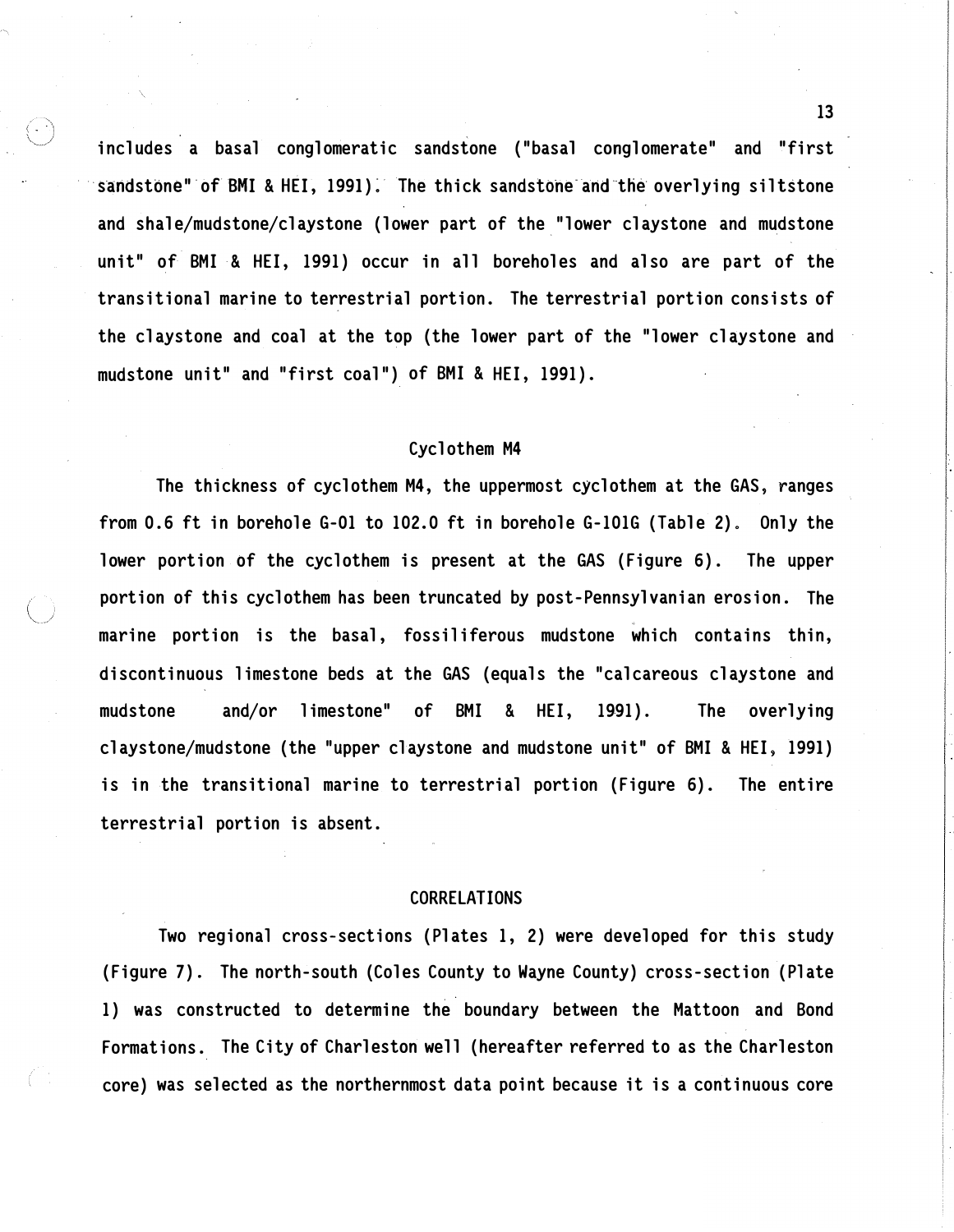includes a basal conglomeratic sandstone ("basal conglomerate" and "first sandstone" of BMI & HEI, 1991). The thick sandstone and the overlying siltstone and shale/mudstone/claystone (lower part of the "lower claystone and mudstone unit" of BMI & HEI, 1991) occur in all boreholes and also are part of the transitional marine to terrestrial portion. The terrestrial portion consists of the claystone and coal at the top (the lower part of the "lower claystone and mudstone unit" and "first coal") of BMI & HEI, 1991).

## Cyclothem M4

The thickness of cyclothem M4, the uppermost cyclothem at the GAS, ranges from 0.6 ft in borehole G-01 to 102.0 ft in borehole G-101G (Table 2). Only the lower portion of the cyclothem is present at the GAS (Figure 6). The upper portion of this cyclothem has been truncated by post-Pennsylvanian erosion. The marine portion is the basal, fossiliferous mudstone which contains thin, discontinuous limestone beds at the GAS (equals the "calcareous claystone and mudstone and/or limestone" of BMI & HEI, 1991). The overlying claystone/mudstone (the "upper claystone and mudstone unit" of BMI & HEI, 1991) is in the transitional marine to terrestrial portion (Figure 6). The entire terrestrial portion is absent.

# CORRELATIONS

Two regional cross-sections (Plates 1, 2) were developed for this study (Figure 7). The north-south (Coles County to Wayne County) cross-section (Plate 1) was constructed to determine the boundary between the Mattoon and Bond Formations. The City of Charleston well (hereafter referred to as the Charleston core) was selected as the northernmost data point because it is a continuous core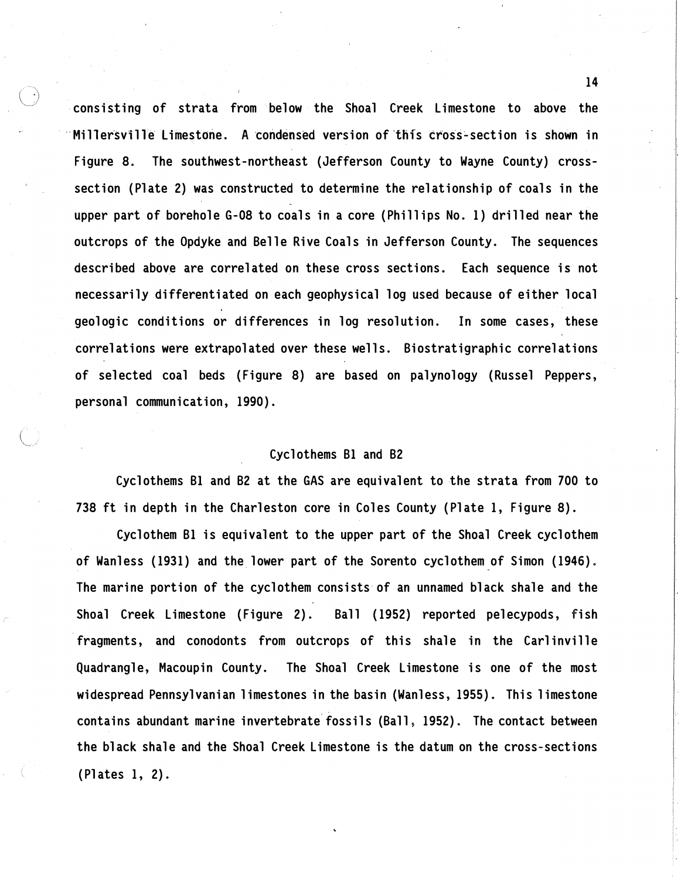consisting of strata from below the Shoal Creek Limestone to above the Millersville Limestone. A condensed version of this cross-section is shown in Figure 8. The southwest-northeast (Jefferson County to Wayne County) cross-section (Plate 2) was constructed to determine the relationship of coals in the upper part of borehole G-08 to coals in a core (Phillips No. 1) drilled near the outcrops of the Opdyke and Belle Rive Coals in Jefferson County. The sequences described above are correlated on these cross sections. Each sequence is not necessarily differentiated on each geophysical log used because of either local geologic conditions or differences in log resolution. In some cases, these correlations were extrapolated over these wells. Biostratigraphic correlations of selected coal beds (Figure 8) are based on palynology (Russel Peppers, personal communication, 1990).

## Cyclothems B1 and B2

Cyclothems B1 and B2 at the GAS are equivalent to the strata from 700 to 738 ft in depth in the Charleston core in Coles County (Plate 1, Figure 8).

Cyclothem B1 is equivalent to the upper part of the Shoal Creek cyclothem of Wanless (1931) and the lower part of the Sorento cyclothem of Simon (1946). The marine portion of the cyclothem consists of an unnamed black shale and the Shoal Creek Limestone (Figure 2). Ball (1952) reported pelecypods, fish fragments, and conodonts from outcrops of this shale in the Carlinville Quadrangle, Macoupin County. The Shoal Creek Limestone is one of the most widespread Pennsylvanian limestones in the basin (Wanless, 1955). This limestone contains abundant marine invertebrate fossils (Ball, 1952). The contact between the black shale and the Shoal Creek Limestone is the datum on the cross-sections (Plates 1, 2).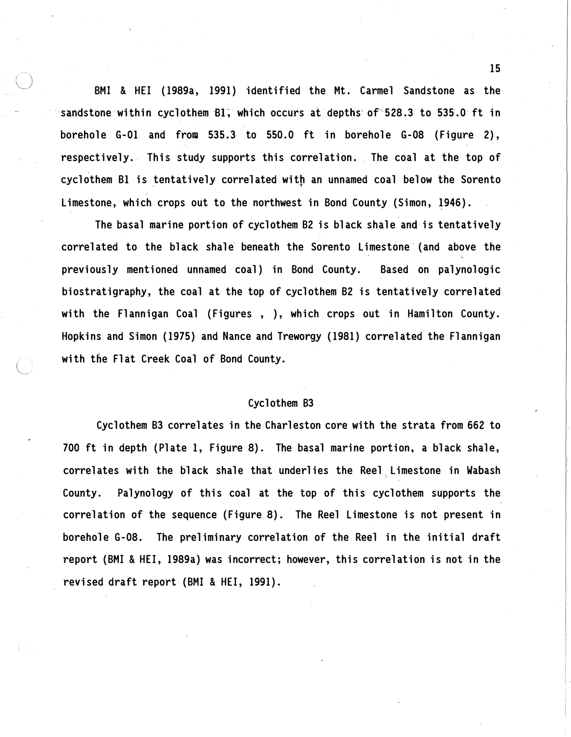BMI & HEI (1989a, 1991) identified the Mt. Carmel Sandstone as the sandstone within cyclothem B1, which occurs at depths of 528.3 to 535.0 ft in borehole G-01 and from 535.3 to 550.0 ft in borehole G-08 (Figure 2), respectively. This study supports this correlation. The coal at the top of cyclothem B1 is tentatively correlated with an unnamed coal below the Sorento Limestone, which crops out to the northwest in Bond County (Simon, 1946).

The basal marine portion of cyclothem B2 is black shale and is tentatively correlated to the black shale beneath the Sorento Limestone (and above the previously mentioned unnamed coal) in Bond County. Based on palynologic biostratigraphy, the coal at the top of cyclothem B2 is tentatively correlated with the Flannigan Coal (Figures , ), which crops out in Hamilton County. Hopkins and Simon (1975) and Nance and Treworgy (1981) correlated the Flannigan with the Flat Creek Coal of Bond County.

### Cyclothem B3

Cyclothem B3 correlates in the Charleston core with the strata from 662 to 700 ft in depth (Plate 1, Figure 8). The basal marine portion, a black shale, correlates with the black shale that underlies the Reel Limestone in Wabash County. Palynology of this coal at the top of this cyclothem supports the correlation of the sequence (Figure 8). The Reel Limestone is not present in borehole G-08. The preliminary correlation of the Reel in the initial draft report (BMI & HEI, 1989a) was incorrect; however, this correlation is not in the revised draft report (BMI & HEI, 1991).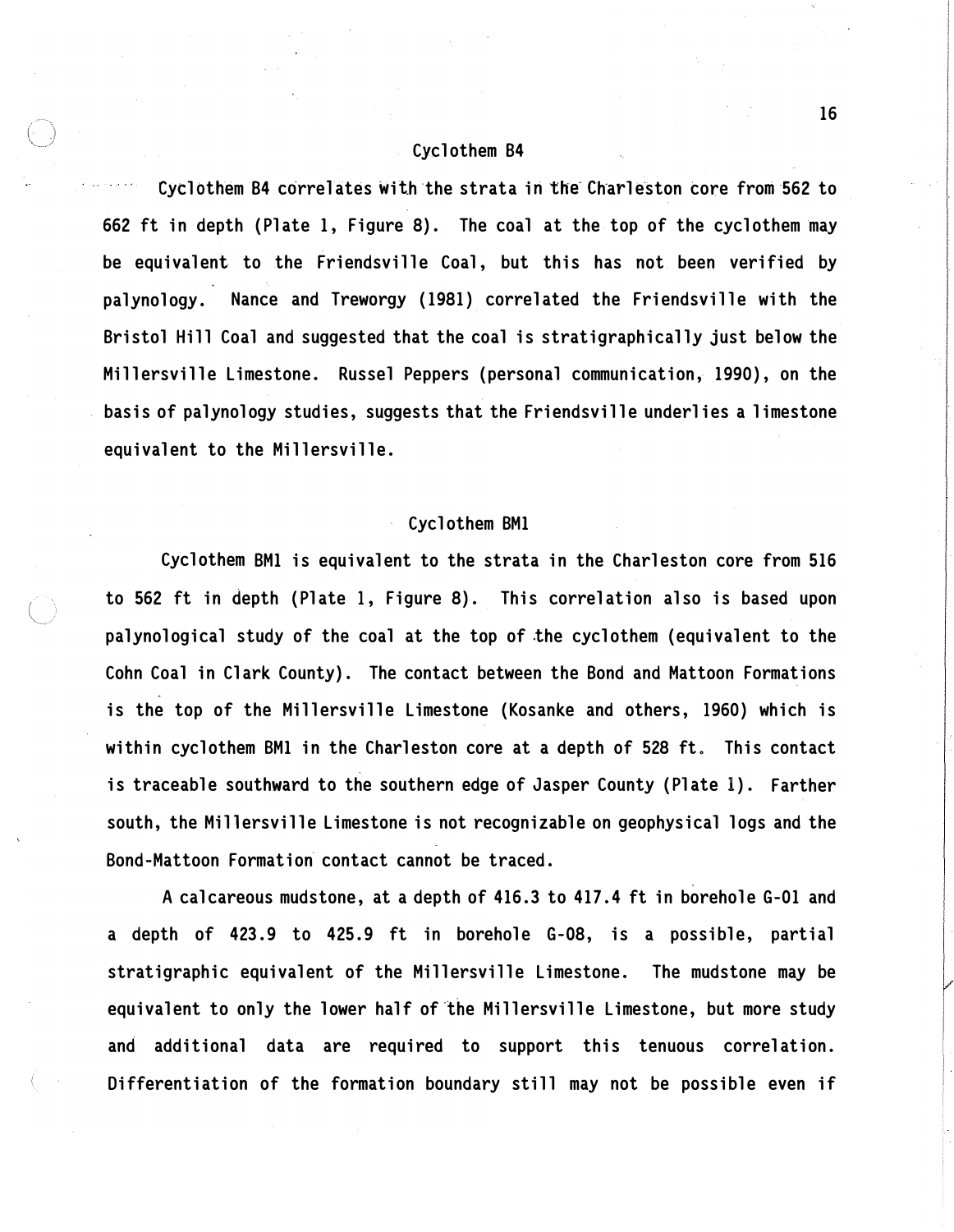### Cyclothem B4

Cyclothem B4 correlates with the strata in the Charleston core from 562 to 662 ft in depth (Plate 1, Figure 8). The coal at the top of the cyclothem may be equivalent to the Friendsville Coal, but this has not been verified by palynology. Nance and Treworgy (1981) correlated the Friendsville with the Bristol Hill Coal and suggested that the coal is stratigraphically just below the Millersville Limestone. Russel Peppers (personal communication, 1990), on the basis of palynology studies, suggests that the Friendsville underlies a limestone equivalent to the Millersville.

### Cyclothem BM1

Cyclothem BM1 is equivalent to the strata in the Charleston core from 516 to 562 ft in depth (Plate 1, Figure 8). This correlation also is based upon palynological study of the coal at the top of the cyclothem (equivalent to the Cohn Coal in Clark County). The contact between the Bond and Mattoon Formations is the top of the Millersville Limestone (Kosanke and others, 1960) which is within cyclothem BM1 in the Charleston core at a depth of 528 ft. This contact is traceable southward to the southern edge of Jasper County (Plate 1). Farther south, the Millersville Limestone is not recognizable on geophysical logs and the Bond-Mattoon Formation contact cannot be traced.

A calcareous mudstone, at a depth of 416.3 to 417.4 ft in borehole G-01 and a depth of 423.9 to 425.9 ft in borehole G-08, is a possible, partial stratigraphic equivalent of the Millersville Limestone. The mudstone may be equivalent to only the lower half of the Millersville Limestone, but more study and additional data are required to support this tenuous correlation. Differentiation of the formation boundary still may not be possible even if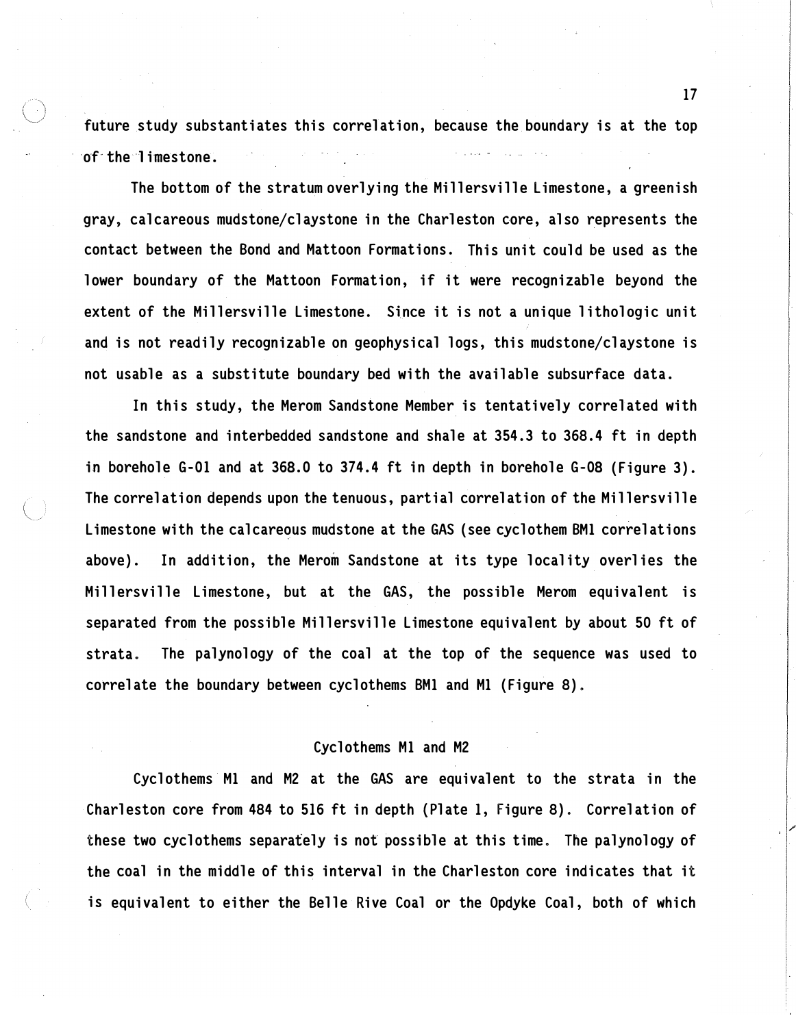future study substantiates this correlation, because the boundary is at the top of the limestone.

The bottom of the stratum overlying the Millersville Limestone, a greenish gray, calcareous mudstone/claystone in the Charleston core, also represents the contact between the Bond and Mattoon Formations. This unit could be used as the lower boundary of the Mattoon Formation, if it were recognizable beyond the extent of the Millersville Limestone. Since it is not a unique lithologic unit and is not readily recognizable on geophysical logs, this mudstone/claystone is not usable as a substitute boundary bed with the available subsurface data.

In this study, the Merom Sandstone Member is tentatively correlated with the sandstone and interbedded sandstone and shale at 354.3 to 368.4 ft in depth in borehole G-01 and at 368.0 to 374.4 ft in depth in borehole G-08 (Figure 3). The correlation depends upon the tenuous, partial correlation of the Millersville Limestone with the calcareous mudstone at the GAS (see cyclothem BM1 correlations above). In addition, the Merom Sandstone at its type locality overlies the Millersville Limestone, but at the GAS, the possible Merom equivalent is separated from the possible Millersville Limestone equivalent by about 50 ft of strata. The palynology of the coal at the top of the sequence was used to correlate the boundary between cyclothems BM1 and M1 (Figure 8).

## Cyclothems M1 and M2

Cyclothems M1 and M2 at the GAS are equivalent to the strata in the Charleston core from 484 to 516 ft in depth (Plate 1, Figure 8). Correlation of these two cyclothems separately is not possible at this time. The palynology of the coal in the middle of this interval in the Charleston core indicates that it is equivalent to either the Belle Rive Coal or the Opdyke Coal, both of which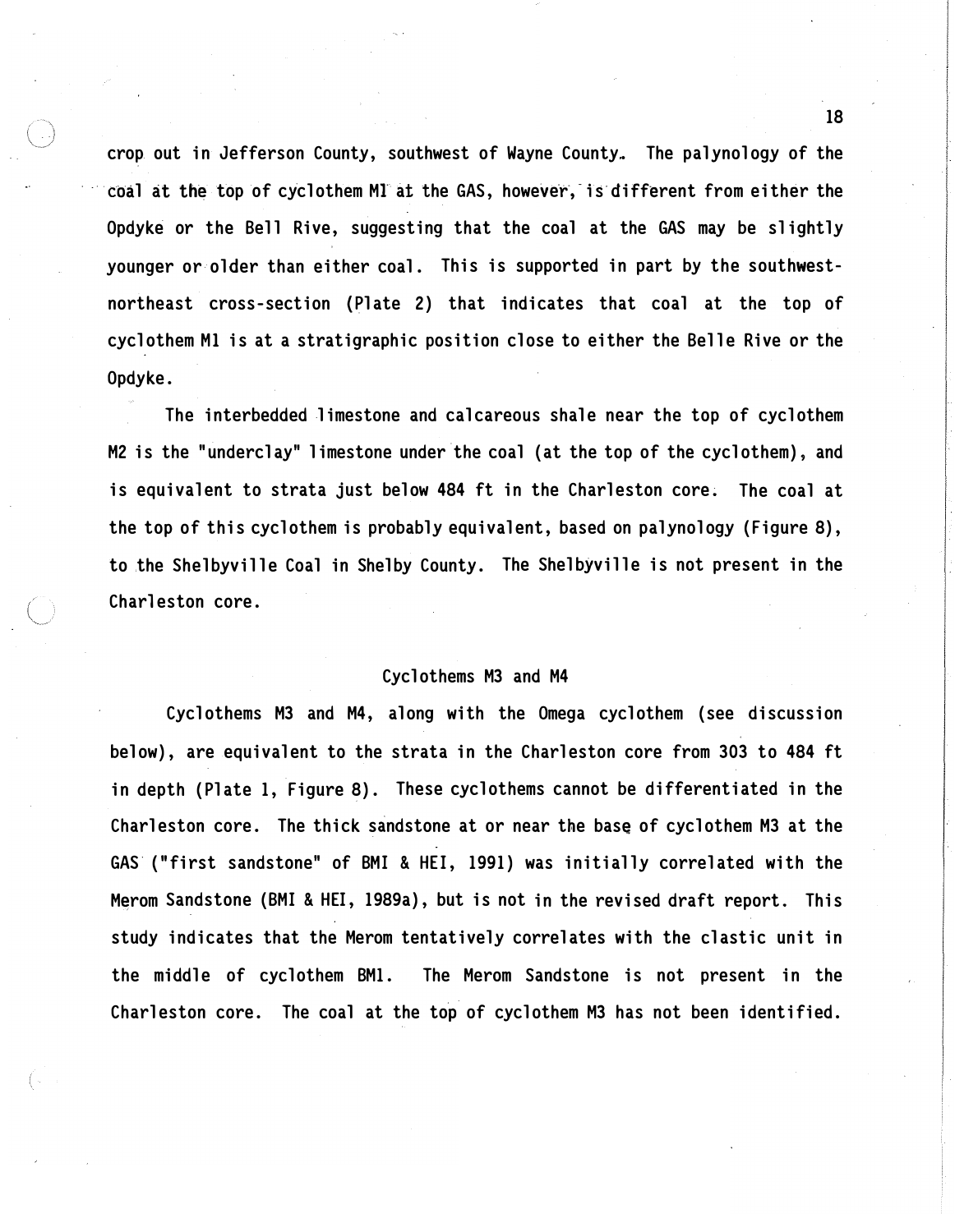crop out in Jefferson County, southwest of Wayne County. The palynology of the coal at the top of cyclothem M1 at the GAS, however, is different from either the Opdyke or the Bell Rive, suggesting that the coal at the GAS may be slightly younger or older than either coal. This is supported in part by the southwest-northeast cross-section (Plate 2) that indicates that coal at the top of cyclothem M1 is at a stratigraphic position close to either the Belle Rive or the Opdyke.

The interbedded limestone and calcareous shale near the top of cyclothem M2 is the "underclay" limestone under the coal (at the top of the cyclothem), and is equivalent to strata just below 484 ft in the Charleston core. The coal at the top of this cyclothem is probably equivalent, based on palynology (Figure 8), to the Shelbyville Coal in Shelby County. The Shelbyville is not present in the Charleston core.

### Cyclothems M3 and M4

Cyclothems M3 and M4, along with the Omega cyclothem (see discussion below), are equivalent to the strata in the Charleston core from 303 to 484 ft in depth (Plate 1, Figure 8). These cyclothems cannot be differentiated in the Charleston core. The thick sandstone at or near the base of cyclothem M3 at the GAS ("first sandstone" of BMI & HEI, 1991) was initially correlated with the Merom Sandstone (BMI & HEI, 1989a), but is not in the revised draft report. This study indicates that the Merom tentatively correlates with the clastic unit in the middle of cyclothem BM1. The Merom Sandstone is not present in the Charleston core. The coal at the top of cyclothem M3 has not been identified.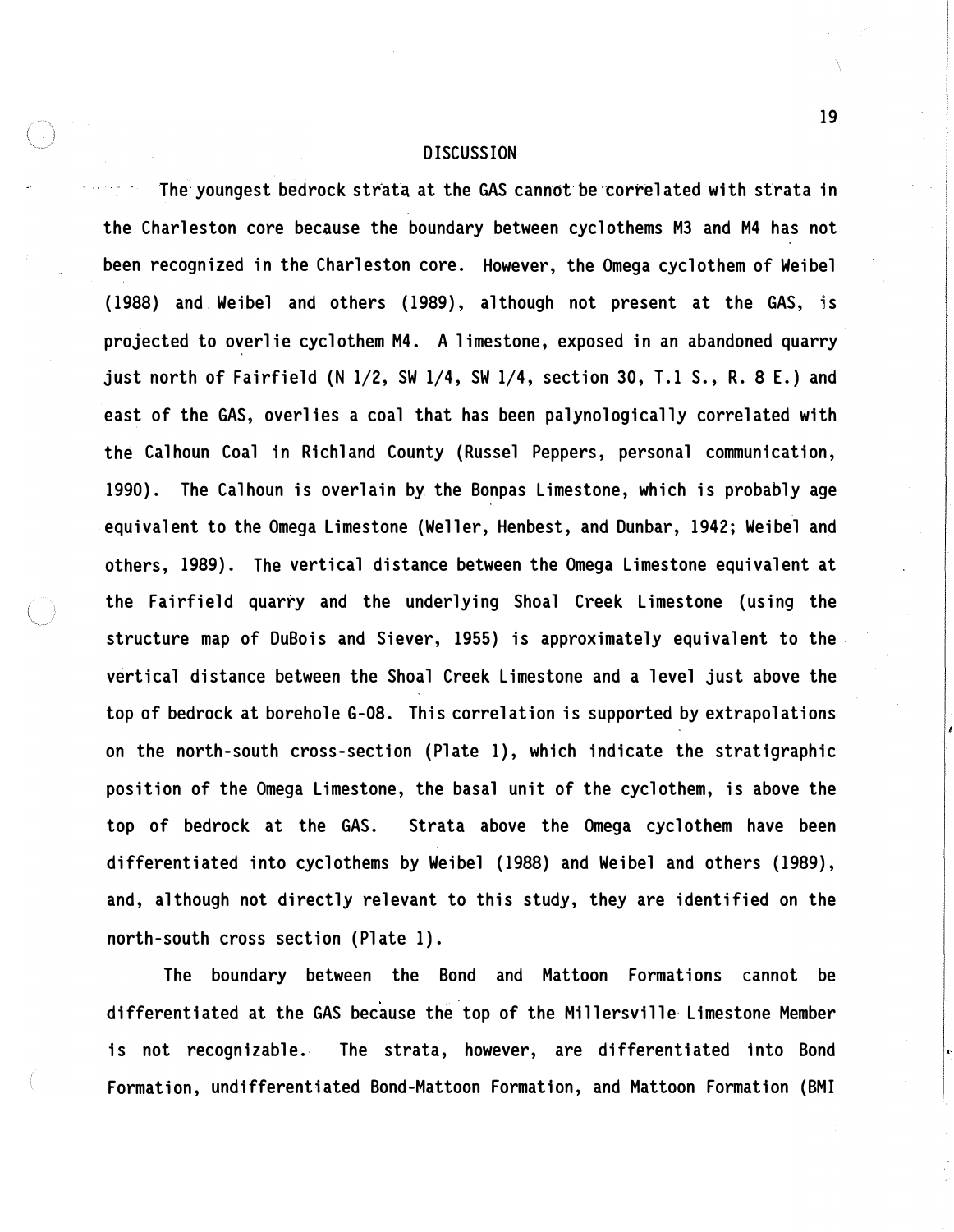## DISCUSSION

The youngest bedrock strata at the GAS cannot be correlated with strata in the Charleston core because the boundary between cyclothems M3 and M4 has not been recognized in the Charleston core. However, the Omega cyclothem of Weibel (1988) and Weibel and others (1989), although not present at the GAS, is projected to overlie cyclothem M4. A limestone, exposed in an abandoned quarry just north of Fairfield (N 1/2, SW 1/4, SW 1/4, section 30, T.1 S., R. 8 E.) and east of the GAS, overlies a coal that has been palynologically correlated with the Calhoun Coal in Richland County (Russel Peppers, personal communication, 1990). The Calhoun is overlain by the Bonpas Limestone, which is probably age equivalent to the Omega Limestone (Weller, Henbest, and Dunbar, 1942; Weibel and others, 1989). The vertical distance between the Omega Limestone equivalent at the Fairfield quarry and the underlying Shoal Creek Limestone (using the structure map of DuBois and Siever, 1955) is approximately equivalent to the vertical distance between the Shoal Creek Limestone and a level just above the top of bedrock at borehole G-08. This correlation is supported by extrapolations on the north-south cross-section (Plate 1), which indicate the stratigraphic position of the Omega Limestone, the basal unit of the cyclothem, is above the top of bedrock at the GAS. Strata above the Omega cyclothem have been differentiated into cyclothems by Weibel (1988) and Weibel and others (1989), and, although not directly relevant to this study, they are identified on the north-south cross section (Plate 1).

The boundary between the Bond and Mattoon Formations cannot be differentiated at the GAS because the top of the Millersville Limestone Member is not recognizable. The strata, however, are differentiated into Bond Formation, undifferentiated Bond-Mattoon Formation, and Mattoon Formation (BMI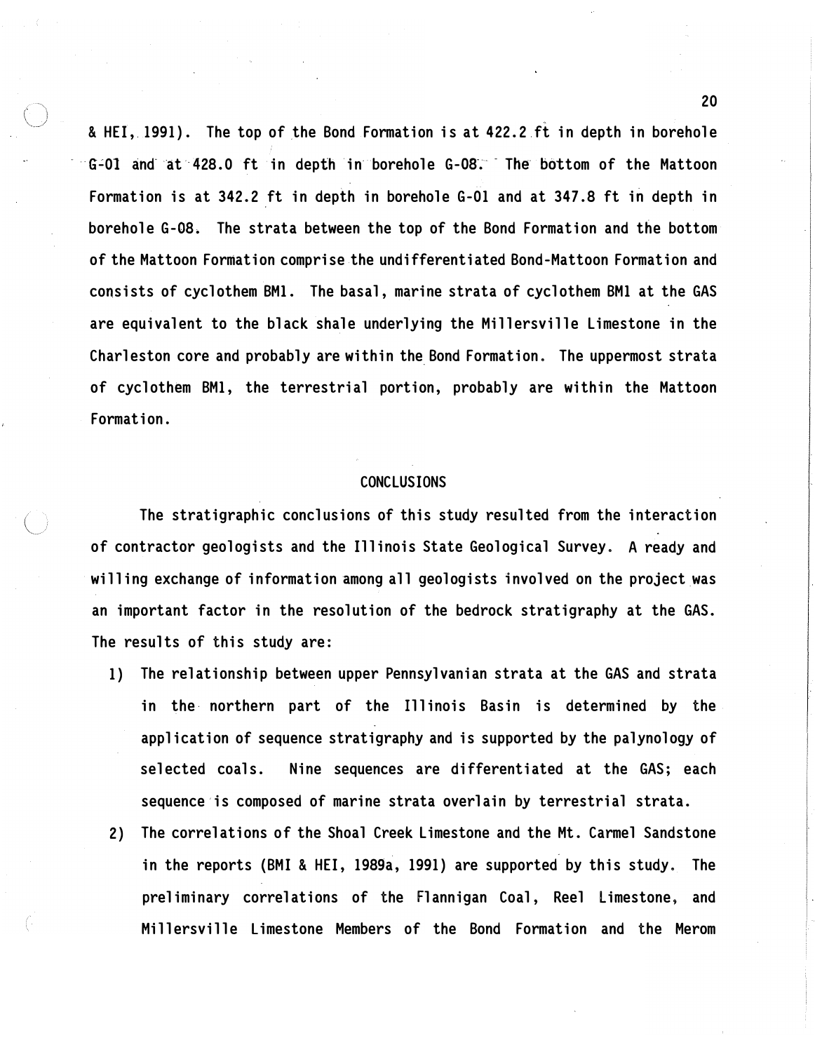& HEI, 1991). The top of the Bond Formation is at 422.2 ft in depth in borehole G-01 and at 428.0 ft in depth in borehole G-08. The bottom of the Mattoon Formation is at 342.2 ft in depth in borehole G-01 and at 347.8 ft in depth in borehole G-08. The strata between the top of the Bond Formation and the bottom of the Mattoon Formation comprise the undifferentiated Bond-Mattoon Formation and consists of cyclothem BM1. The basal, marine strata of cyclothem BM1 at the GAS are equivalent to the black shale underlying the Millersville Limestone in the Charleston core and probably are within the Bond Formation. The uppermost strata of cyclothem BM1, the terrestrial portion, probably are within the Mattoon Formation.

## CONCLUSIONS

The stratigraphic conclusions of this study resulted from the interaction of contractor geologists and the Illinois State Geological Survey. A ready and willing exchange of information among all geologists involved on the project was an important factor in the resolution of the bedrock stratigraphy at the GAS. The results of this study are:

1) The relationship between upper Pennsylvanian strata at the GAS and strata in the northern part of the Illinois Basin is determined by the application of sequence stratigraphy and is supported by the palynology of selected coals. Nine sequences are differentiated at the GAS; each sequence is composed of marine strata overlain by terrestrial strata.
2) The correlations of the Shoal Creek Limestone and the Mt. Carmel Sandstone in the reports (BMI & HEI, 1989a, 1991) are supported by this study. The preliminary correlations of the Flannigan Coal, Reel Limestone, and Millersville Limestone Members of the Bond Formation and the Merom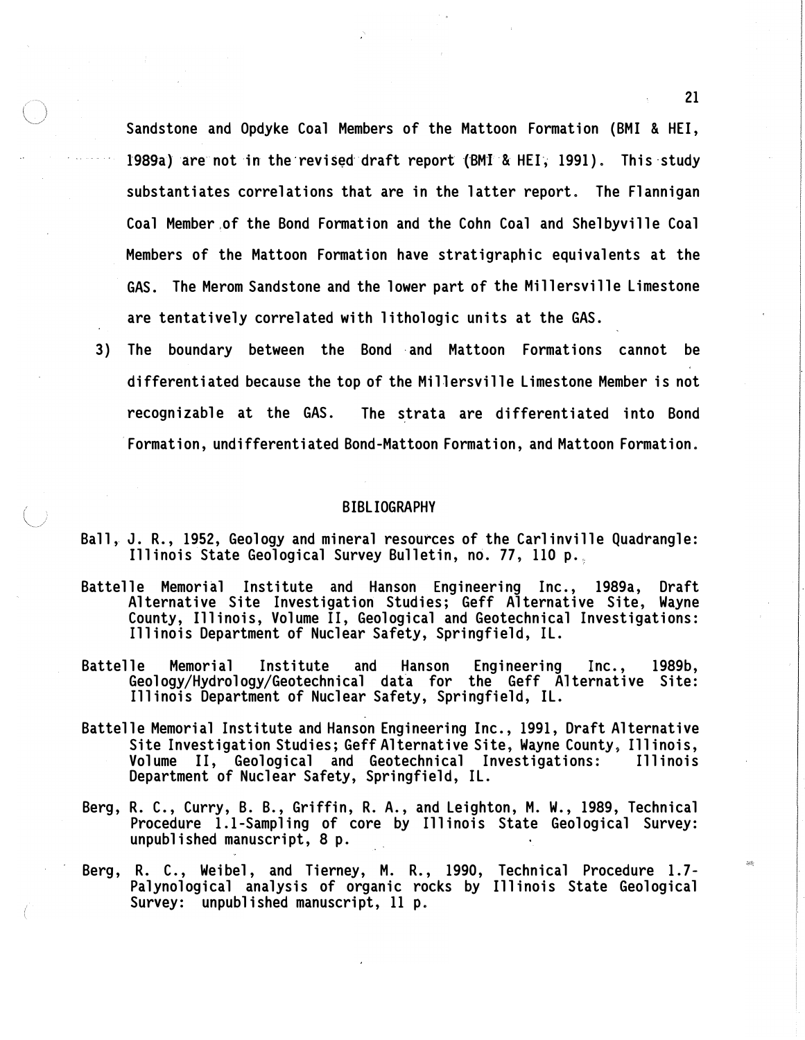Sandstone and Opdyke Coal Members of the Mattoon Formation (BMI & HEI, 1989a) are not in the revised draft report (BMI & HEI, 1991). This study substantiates correlations that are in the latter report. The Flannigan Coal Member of the Bond Formation and the Cohn Coal and Shelbyville Coal Members of the Mattoon Formation have stratigraphic equivalents at the GAS. The Merom Sandstone and the lower part of the Millersville Limestone are tentatively correlated with lithologic units at the GAS.

3) The boundary between the Bond and Mattoon Formations cannot be differentiated because the top of the Millersville Limestone Member is not recognizable at the GAS. The strata are differentiated into Bond Formation, undifferentiated Bond-Mattoon Formation, and Mattoon Formation.

## BIBLIOGRAPHY

Ball, J. R., 1952, Geology and mineral resources of the Carlinville Quadrangle: Illinois State Geological Survey Bulletin, no. 77, 110 p.

Battelle Memorial Institute and Hanson Engineering Inc., 1989a, Draft Alternative Site Investigation Studies; Geff Alternative Site, Wayne County, Illinois, Volume II, Geological and Geotechnical Investigations: Illinois Department of Nuclear Safety, Springfield, IL.

Battelle Memorial Institute and Hanson Engineering Inc., 1989b, Geology/Hydrology/Geotechnical data for the Geff Alternative Site: Illinois Department of Nuclear Safety, Springfield, IL.

Battelle Memorial Institute and Hanson Engineering Inc., 1991, Draft Alternative Site Investigation Studies; Geff Alternative Site, Wayne County, Illinois, Volume II, Geological and Geotechnical Investigations: Illinois Department of Nuclear Safety, Springfield, IL.

Berg, R. C., Curry, B. B., Griffin, R. A., and Leighton, M. W., 1989, Technical Procedure 1.1-Sampling of core by Illinois State Geological Survey: unpublished manuscript, 8 p.

Berg, R. C., Weibel, and Tierney, M. R., 1990, Technical Procedure 1.7-Palynological analysis of organic rocks by Illinois State Geological Survey: unpublished manuscript, 11 p.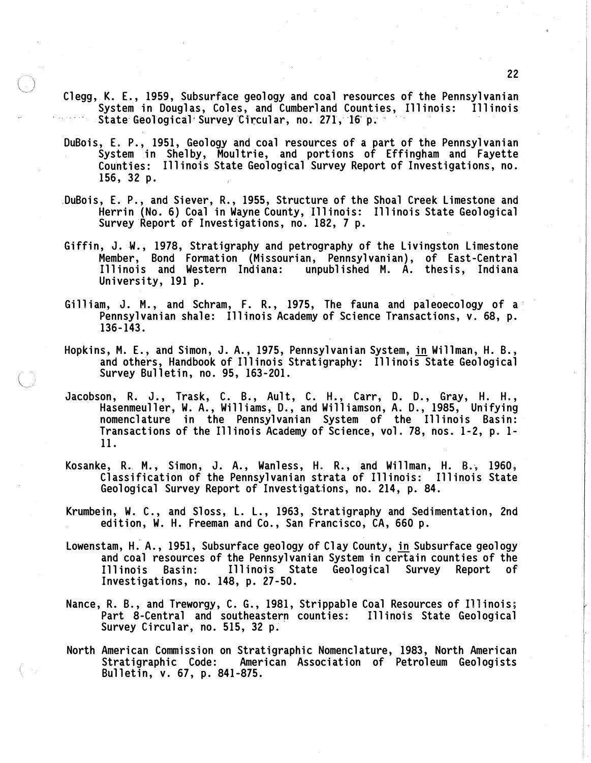Clegg, K. E., 1959, Subsurface geology and coal resources of the Pennsylvanian System in Douglas, Coles, and Cumberland Counties, Illinois: Illinois State Geological Survey Circular, no. 271, 16 p.

DuBois, E. P., 1951, Geology and coal resources of a part of the Pennsylvanian System in Shelby, Moultrie, and portions of Effingham and Fayette Counties: Illinois State Geological Survey Report of Investigations, no. 156, 32 p.

DuBois, E. P., and Siever, R., 1955, Structure of the Shoal Creek Limestone and Herrin (No. 6) Coal in Wayne County, Illinois: Illinois State Geological Survey Report of Investigations, no. 182, 7 p.

Giffin, J. W., 1978, Stratigraphy and petrography of the Livingston Limestone Member, Bond Formation (Missourian, Pennsylvanian), of East-Central Illinois and Western Indiana: unpublished M. A. thesis, Indiana University, 191 p.

Gilliam, J. M., and Schram, F. R., 1975, The fauna and paleoecology of a Pennsylvanian shale: Illinois Academy of Science Transactions, v. 68, p. 136-143.

Hopkins, M. E., and Simon, J. A., 1975, Pennsylvanian System, in Willman, H. B., and others, Handbook of Illinois Stratigraphy: Illinois State Geological Survey Bulletin, no. 95, 163-201.

Jacobson, R. J., Trask, C. B., Ault, C. H., Carr, D. D., Gray, H. H., Hasenmeuller, W. A., Williams, D., and Williamson, A. D., 1985, Unifying nomenclature in the Pennsylvanian System of the Illinois Basin: Transactions of the Illinois Academy of Science, vol. 78, nos. 1-2, p. 1-11.

Kosanke, R. M., Simon, J. A., Wanless, H. R., and Willman, H. B., 1960, Classification of the Pennsylvanian strata of Illinois: Illinois State Geological Survey Report of Investigations, no. 214, p. 84.

Krumbein, W. C., and Sloss, L. L., 1963, Stratigraphy and Sedimentation, 2nd edition, W. H. Freeman and Co., San Francisco, CA, 660 p.

Lowenstam, H. A., 1951, Subsurface geology of Clay County, in Subsurface geology and coal resources of the Pennsylvanian System in certain counties of the Illinois Basin: Illinois State Geological Survey Report of Investigations, no. 148, p. 27-50.

Nance, R. B., and Treworgy, C. G., 1981, Strippable Coal Resources of Illinois; Part 8-Central and southeastern counties: Illinois State Geological Survey Circular, no. 515, 32 p.

North American Commission on Stratigraphic Nomenclature, 1983, North American Stratigraphic Code: American Association of Petroleum Geologists Bulletin, v. 67, p. 841-875.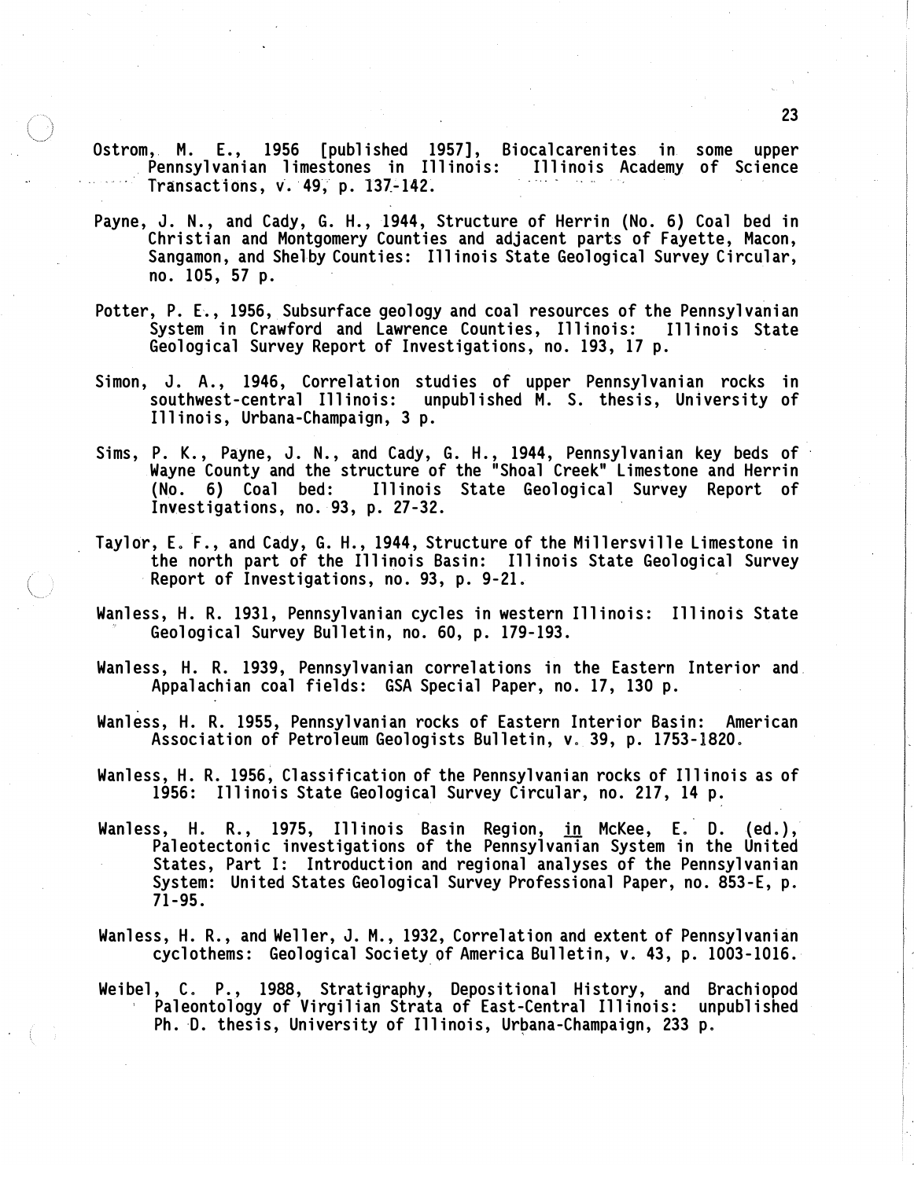Ostrom, M. E., 1956 [published 1957], Biocalcarenites in some upper Pennsylvanian limestones in Illinois: Illinois Academy of Science Transactions, v. 49, p. 137-142.

Payne, J. N., and Cady, G. H., 1944, Structure of Herrin (No. 6) Coal bed in Christian and Montgomery Counties and adjacent parts of Fayette, Macon, Sangamon, and Shelby Counties: Illinois State Geological Survey Circular, no. 105, 57 p.

Potter, P. E., 1956, Subsurface geology and coal resources of the Pennsylvanian System in Crawford and Lawrence Counties, Illinois: Illinois State Geological Survey Report of Investigations, no. 193, 17 p.

Simon, J. A., 1946, Correlation studies of upper Pennsylvanian rocks in southwest-central Illinois: unpublished M. S. thesis, University of Illinois, Urbana-Champaign, 3 p.

Sims, P. K., Payne, J. N., and Cady, G. H., 1944, Pennsylvanian key beds of Wayne County and the structure of the "Shoal Creek" Limestone and Herrin (No. 6) Coal bed: Illinois State Geological Survey Report of Investigations, no. 93, p. 27-32.

Taylor, E. F., and Cady, G. H., 1944, Structure of the Millersville Limestone in the north part of the Illinois Basin: Illinois State Geological Survey Report of Investigations, no. 93, p. 9-21.

Wanless, H. R. 1931, Pennsylvanian cycles in western Illinois: Illinois State Geological Survey Bulletin, no. 60, p. 179-193.

Wanless, H. R. 1939, Pennsylvanian correlations in the Eastern Interior and Appalachian coal fields: GSA Special Paper, no. 17, 130 p.

Wanless, H. R. 1955, Pennsylvanian rocks of Eastern Interior Basin: American Association of Petroleum Geologists Bulletin, v. 39, p. 1753-1820.

Wanless, H. R. 1956, Classification of the Pennsylvanian rocks of Illinois as of 1956: Illinois State Geological Survey Circular, no. 217, 14 p.

Wanless, H. R., 1975, Illinois Basin Region, in McKee, E. D. (ed.), Paleotectonic investigations of the Pennsylvanian System in the United States, Part I: Introduction and regional analyses of the Pennsylvanian System: United States Geological Survey Professional Paper, no. 853-E, p. 71-95.

Wanless, H. R., and Weller, J. M., 1932, Correlation and extent of Pennsylvanian cyclothems: Geological Society of America Bulletin, v. 43, p. 1003-1016.

Weibel, C. P., 1988, Stratigraphy, Depositional History, and Brachiopod Paleontology of Virgilian Strata of East-Central Illinois: unpublished Ph. D. thesis, University of Illinois, Urbana-Champaign, 233 p.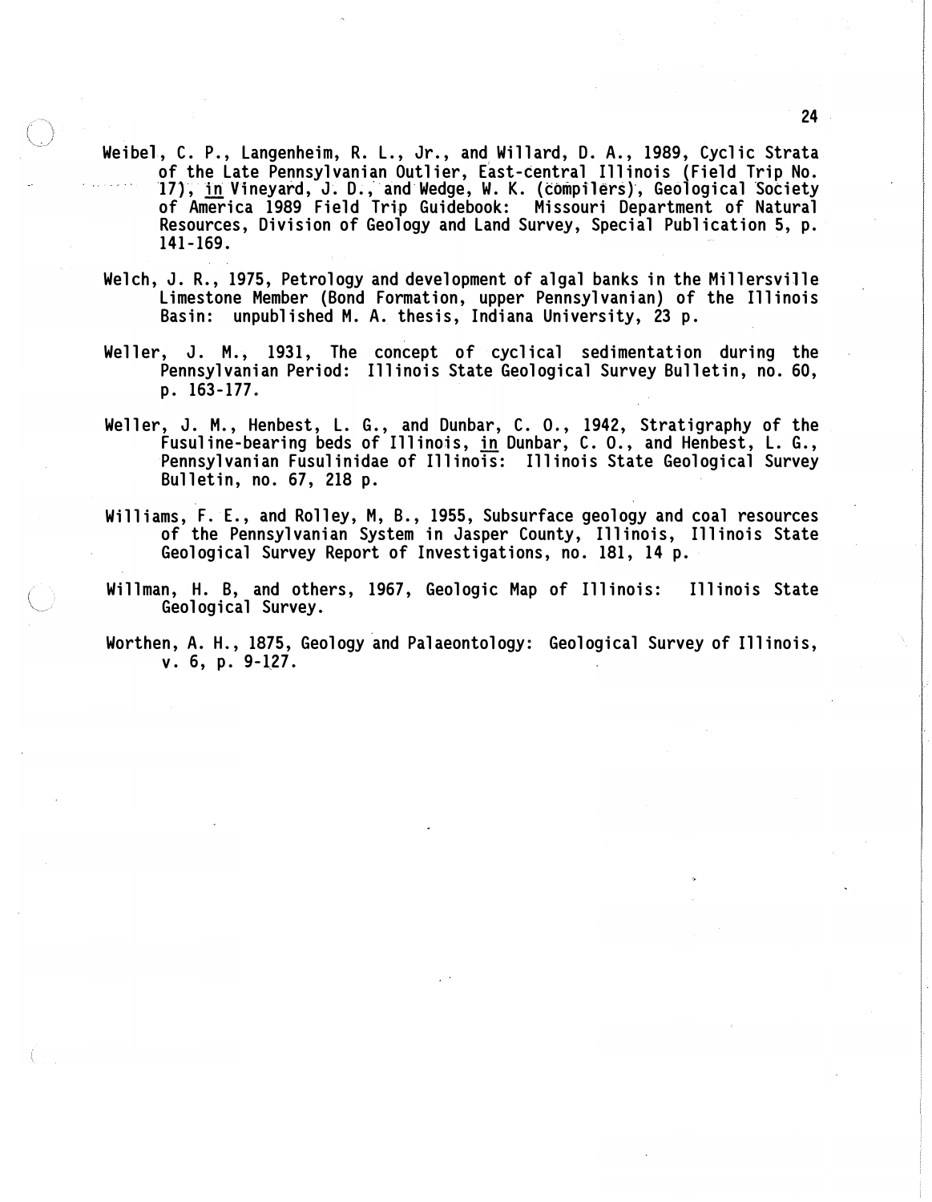Weibel, C. P., Langenheim, R. L., Jr., and Willard, D. A., 1989, Cyclic Strata of the Late Pennsylvanian Outlier, East-central Illinois (Field Trip No. 17), in Vineyard, J. D., and Wedge, W. K. (compilers), Geological Society of America 1989 Field Trip Guidebook: Missouri Department of Natural Resources, Division of Geology and Land Survey, Special Publication 5, p. 141-169.

Welch, J. R., 1975, Petrology and development of algal banks in the Millersville Limestone Member (Bond Formation, upper Pennsylvanian) of the Illinois Basin: unpublished M. A. thesis, Indiana University, 23 p.

Weller, J. M., 1931, The concept of cyclical sedimentation during the Pennsylvanian Period: Illinois State Geological Survey Bulletin, no. 60, p. 163-177.

Weller, J. M., Henbest, L. G., and Dunbar, C. O., 1942, Stratigraphy of the Fusuline-bearing beds of Illinois, in Dunbar, C. O., and Henbest, L. G., Pennsylvanian Fusulinidae of Illinois: Illinois State Geological Survey Bulletin, no. 67, 218 p.

Williams, F. E., and Rolley, M, B., 1955, Subsurface geology and coal resources of the Pennsylvanian System in Jasper County, Illinois, Illinois State Geological Survey Report of Investigations, no. 181, 14 p.

Willman, H. B, and others, 1967, Geologic Map of Illinois: Illinois State Geological Survey.

Worthen, A. H., 1875, Geology and Palaeontology: Geological Survey of Illinois, v. 6, p. 9-127.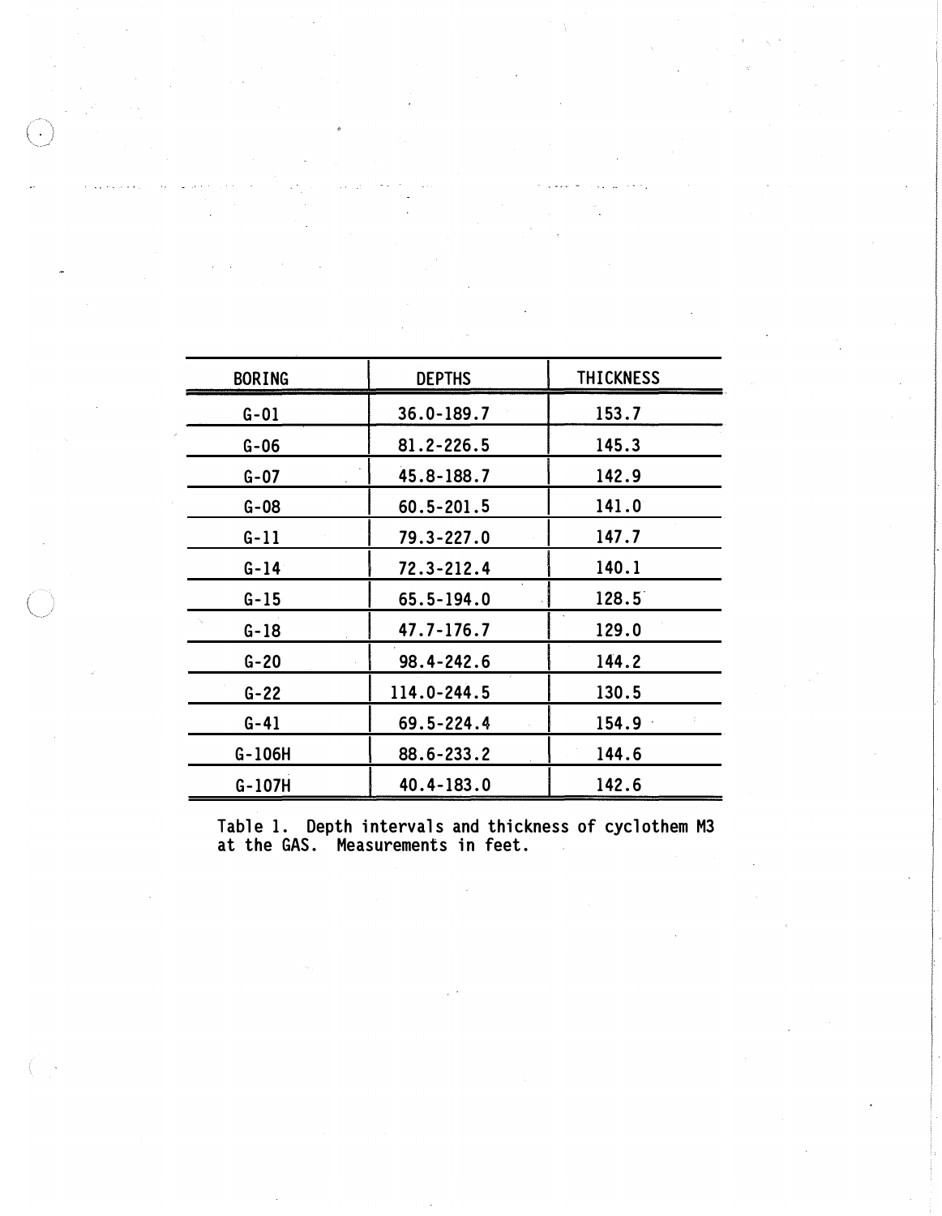| BORING | DEPTHS | THICKNESS |
|---|---|---|
| G-01 | 36.0-189.7 | 153.7 |
| G-06 | 81.2-226.5 | 145.3 |
| G-07 | 45.8-188.7 | 142.9 |
| G-08 | 60.5-201.5 | 141.0 |
| G-11 | 79.3-227.0 | 147.7 |
| G-14 | 72.3-212.4 | 140.1 |
| G-15 | 65.5-194.0 | 128.5 |
| G-18 | 47.7-176.7 | 129.0 |
| G-20 | 98.4-242.6 | 144.2 |
| G-22 | 114.0-244.5 | 130.5 |
| G-41 | 69.5-224.4 | 154.9 |
| G-106H | 88.6-233.2 | 144.6 |
| G-107H | 40.4-183.0 | 142.6 |

Table 1. Depth intervals and thickness of cyclothem M3 at the GAS. Measurements in feet.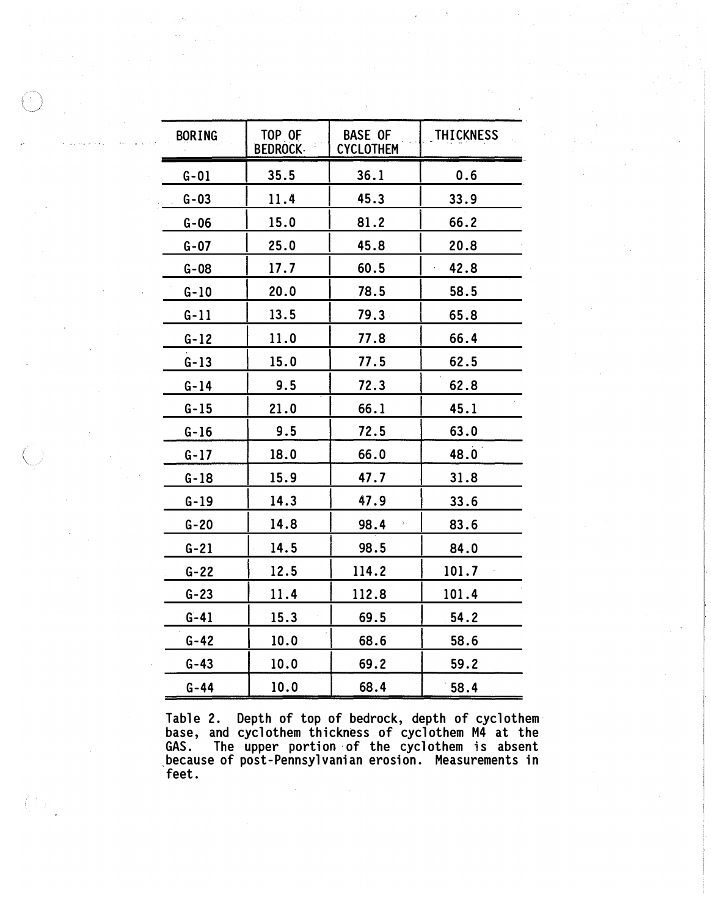| BORING | TOP OF BEDROCK | BASE OF CYCLOTHEM | THICKNESS |
|---|---|---|---|
| G-01 | 35.5 | 36.1 | 0.6 |
| G-03 | 11.4 | 45.3 | 33.9 |
| G-06 | 15.0 | 81.2 | 66.2 |
| G-07 | 25.0 | 45.8 | 20.8 |
| G-08 | 17.7 | 60.5 | 42.8 |
| G-10 | 20.0 | 78.5 | 58.5 |
| G-11 | 13.5 | 79.3 | 65.8 |
| G-12 | 11.0 | 77.8 | 66.4 |
| G-13 | 15.0 | 77.5 | 62.5 |
| G-14 | 9.5 | 72.3 | 62.8 |
| G-15 | 21.0 | 66.1 | 45.1 |
| G-16 | 9.5 | 72.5 | 63.0 |
| G-17 | 18.0 | 66.0 | 48.0 |
| G-18 | 15.9 | 47.7 | 31.8 |
| G-19 | 14.3 | 47.9 | 33.6 |
| G-20 | 14.8 | 98.4 | 83.6 |
| G-21 | 14.5 | 98.5 | 84.0 |
| G-22 | 12.5 | 114.2 | 101.7 |
| G-23 | 11.4 | 112.8 | 101.4 |
| G-41 | 15.3 | 69.5 | 54.2 |
| G-42 | 10.0 | 68.6 | 58.6 |
| G-43 | 10.0 | 69.2 | 59.2 |
| G-44 | 10.0 | 68.4 | 58.4 |

Table 2. Depth of top of bedrock, depth of cyclothem base, and cyclothem thickness of cyclothem M4 at the GAS. The upper portion of the cyclothem is absent because of post-Pennsylvanian erosion. Measurements in feet.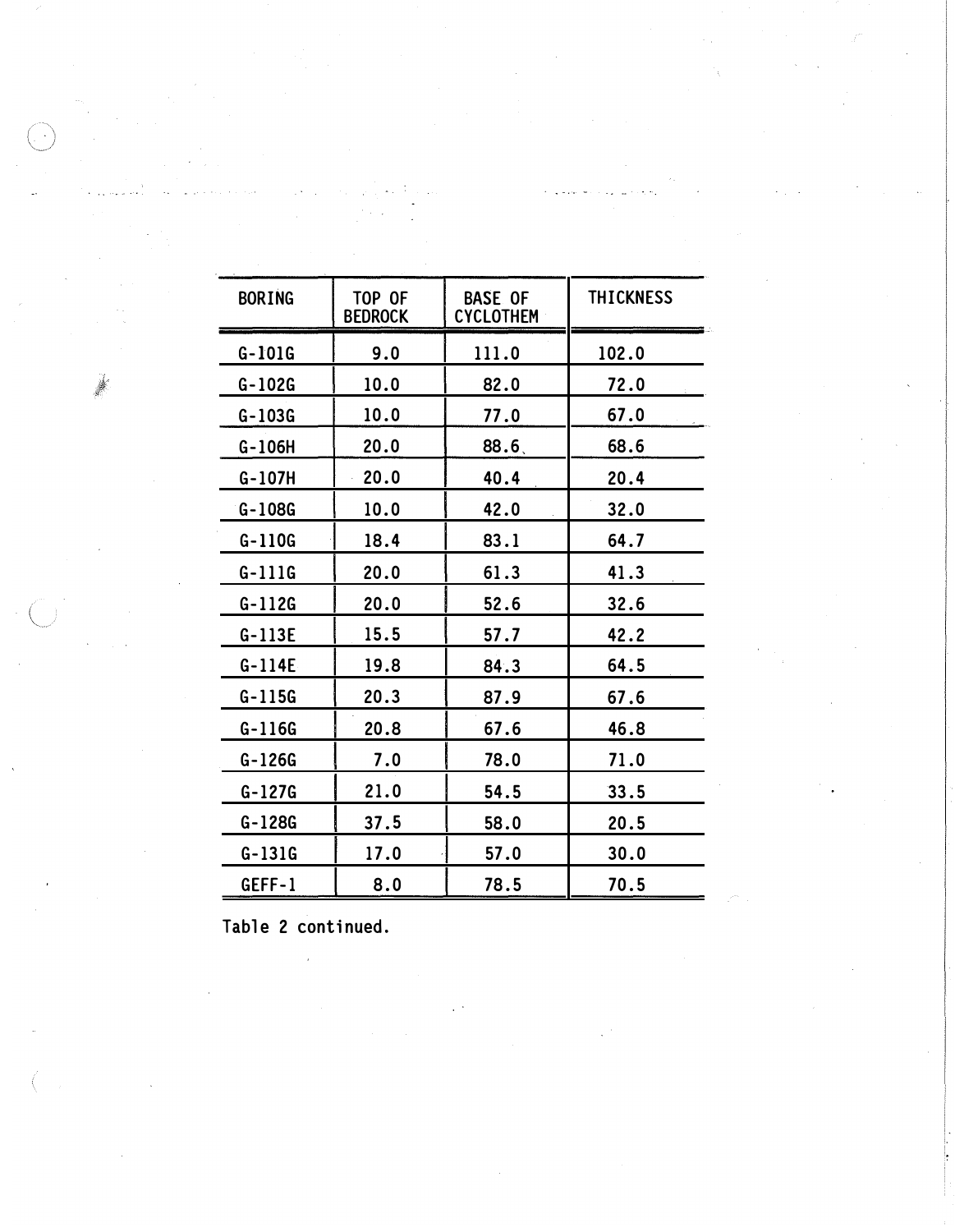| BORING | TOP OF BEDROCK | BASE OF CYCLOTHEM | THICKNESS |
|---|---|---|---|
| G-101G | 9.0 | 111.0 | 102.0 |
| G-102G | 10.0 | 82.0 | 72.0 |
| G-103G | 10.0 | 77.0 | 67.0 |
| G-106H | 20.0 | 88.6 | 68.6 |
| G-107H | 20.0 | 40.4 | 20.4 |
| G-108G | 10.0 | 42.0 | 32.0 |
| G-110G | 18.4 | 83.1 | 64.7 |
| G-111G | 20.0 | 61.3 | 41.3 |
| G-112G | 20.0 | 52.6 | 32.6 |
| G-113E | 15.5 | 57.7 | 42.2 |
| G-114E | 19.8 | 84.3 | 64.5 |
| G-115G | 20.3 | 87.9 | 67.6 |
| G-116G | 20.8 | 67.6 | 46.8 |
| G-126G | 7.0 | 78.0 | 71.0 |
| G-127G | 21.0 | 54.5 | 33.5 |
| G-128G | 37.5 | 58.0 | 20.5 |
| G-131G | 17.0 | 57.0 | 30.0 |
| GEFF-1 | 8.0 | 78.5 | 70.5 |

Table 2 continued.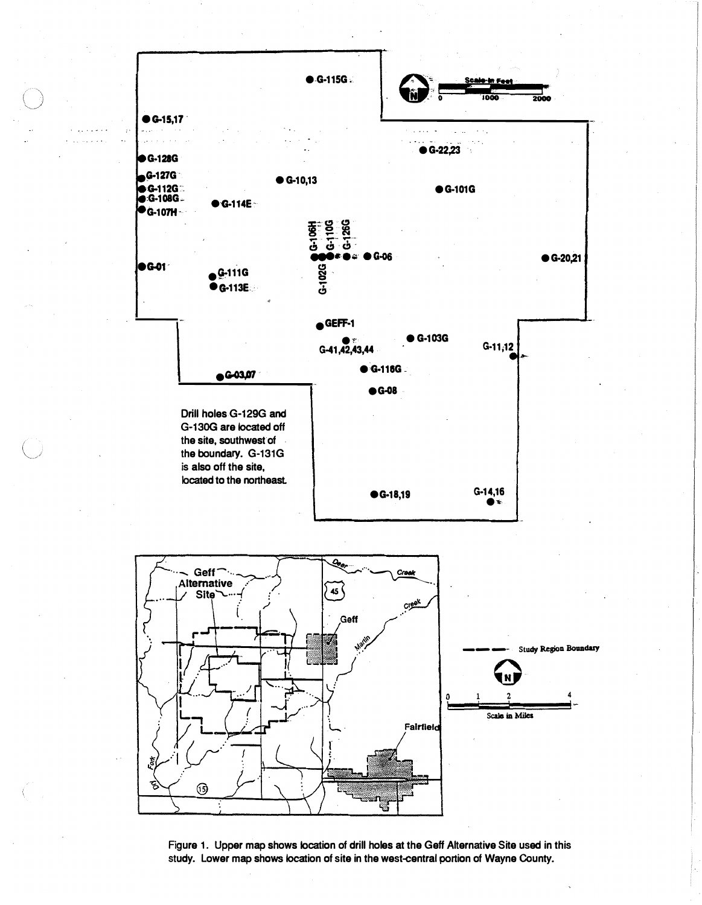Drill holes G-129G and G-130G are located off the site, southwest of the boundary. G-131G is also off the site, located to the northeast.

Figure 1. Upper map shows location of drill holes at the Geff Alternative Site used in this study. Lower map shows location of site in the west-central portion of Wayne County.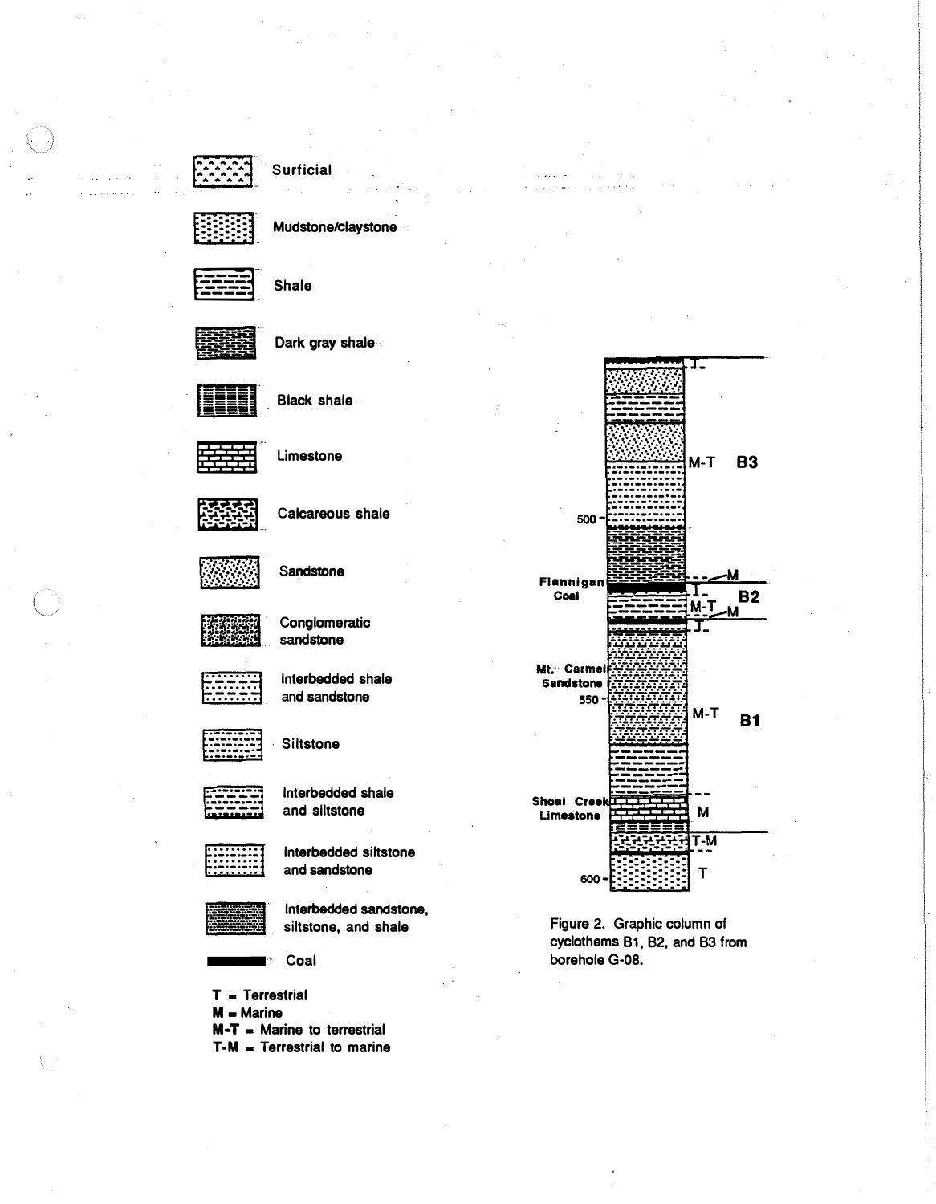Surficial

Mudstone/claystone

Shale

Dark gray shale

Black shale

Limestone

Calcareous shale

Sandstone

Conglomeratic sandstone

Interbedded shale and sandstone

Siltstone

Interbedded shale and siltstone

Interbedded siltstone and sandstone

Interbedded sandstone, siltstone, and shale

Coal

T = Terrestrial
M = Marine
M-T = Marine to terrestrial
T-M = Terrestrial to marine

T

M-T B3

500

Flannigan Coal

M

T

B2

M-T

M

T

Mt. Carmel Sandstone

550

M-T B1

Shoal Creek Limestone

M

T-M

600

T

Figure 2. Graphic column of cyclothems B1, B2, and B3 from borehole G-08.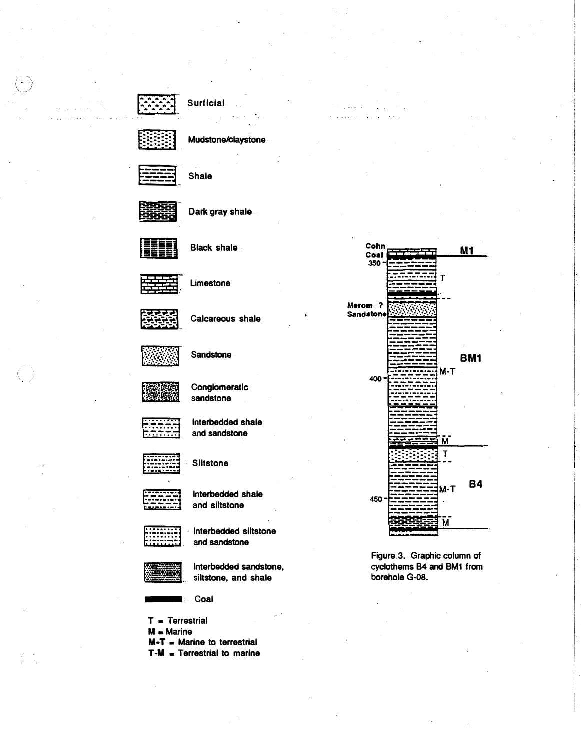Surficial

Mudstone/claystone

Shale

Dark gray shale

Black shale

Limestone

Calcareous shale

Sandstone

Conglomeratic sandstone

Interbedded shale and sandstone

Siltstone

Interbedded shale and siltstone

Interbedded siltstone and sandstone

Interbedded sandstone, siltstone, and shale

Coal

**T** = Terrestrial
**M** = Marine
**M-T** = Marine to terrestrial
**T-M** = Terrestrial to marine

Cohn Coal

350

T

Merom ? Sandstone

M1

BM1

M-T

400

M

T

M-T

B4

450

M

Figure 3. Graphic column of cyclothems B4 and BM1 from borehole G-08.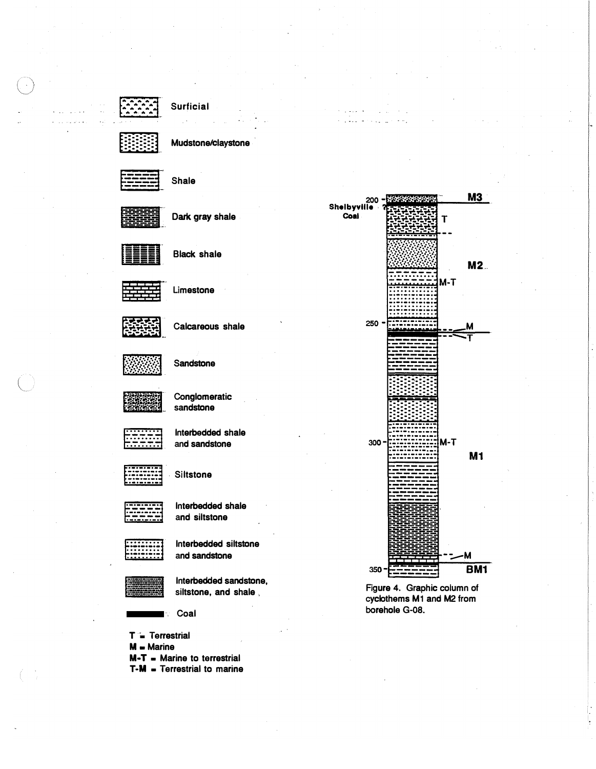Surficial

Mudstone/claystone

Shale

Dark gray shale

Black shale

Limestone

Calcareous shale

Sandstone

Conglomeratic sandstone

Interbedded shale and sandstone

Siltstone

Interbedded shale and siltstone

Interbedded siltstone and sandstone

Interbedded sandstone, siltstone, and shale

Coal

T = Terrestrial
M = Marine
M-T = Marine to terrestrial
T-M = Terrestrial to marine

200, 250, 300, 350

Shelbyville ? Coal

M3, M2, M1, BM1

T, M-T, M, T, M-T, M

Figure 4. Graphic column of cyclothems M1 and M2 from borehole G-08.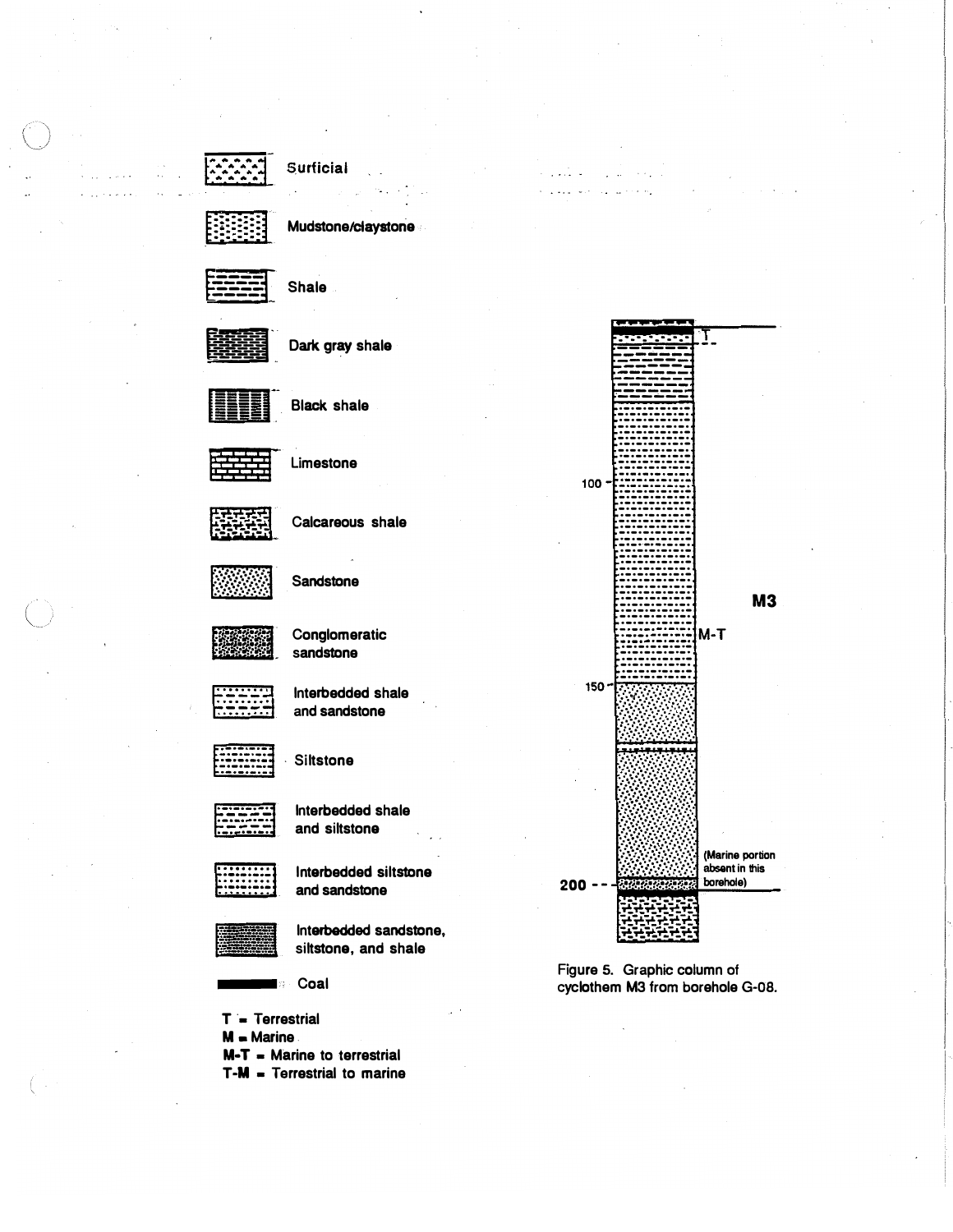Surficial

Mudstone/claystone

Shale

Dark gray shale

Black shale

Limestone

Calcareous shale

Sandstone

Conglomeratic sandstone

Interbedded shale and sandstone

Siltstone

Interbedded shale and siltstone

Interbedded siltstone and sandstone

Interbedded sandstone, siltstone, and shale

Coal

T = Terrestrial
M = Marine
M-T = Marine to terrestrial
T-M = Terrestrial to marine

T

100

M3

M-T

150

(Marine portion absent in this borehole)

200

Figure 5. Graphic column of cyclothem M3 from borehole G-08.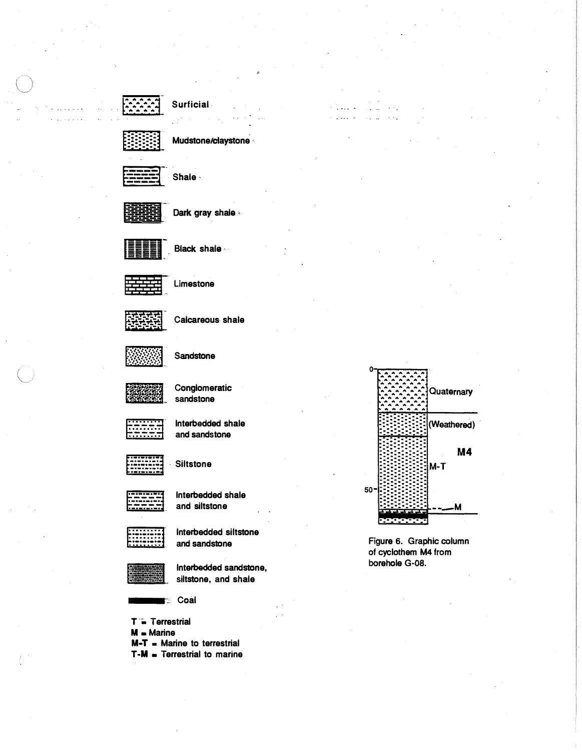Surficial

Mudstone/claystone

Shale

Dark gray shale

Black shale

Limestone

Calcareous shale

Sandstone

Conglomeratic sandstone

Interbedded shale and sandstone

Siltstone

Interbedded shale and siltstone

Interbedded siltstone and sandstone

Interbedded sandstone, siltstone, and shale

Coal

T = Terrestrial
M = Marine
M-T = Marine to terrestrial
T-M = Terrestrial to marine

0

Quaternary

(Weathered)

M4

M-T

50

M

Figure 6. Graphic column of cyclothem M4 from borehole G-08.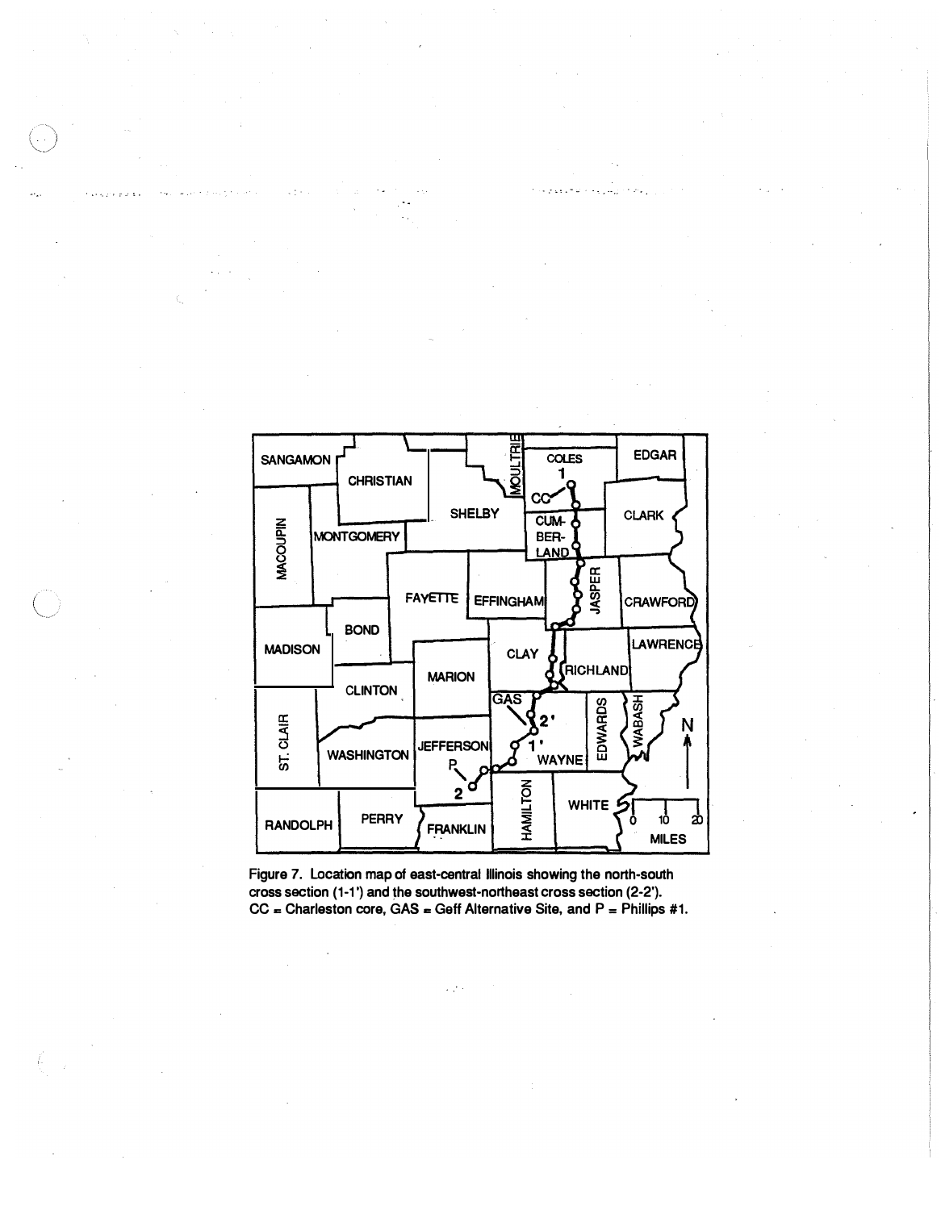Figure 7. Location map of east-central Illinois showing the north-south cross section (1-1') and the southwest-northeast cross section (2-2'). CC = Charleston core, GAS = Geff Alternative Site, and P = Phillips #1.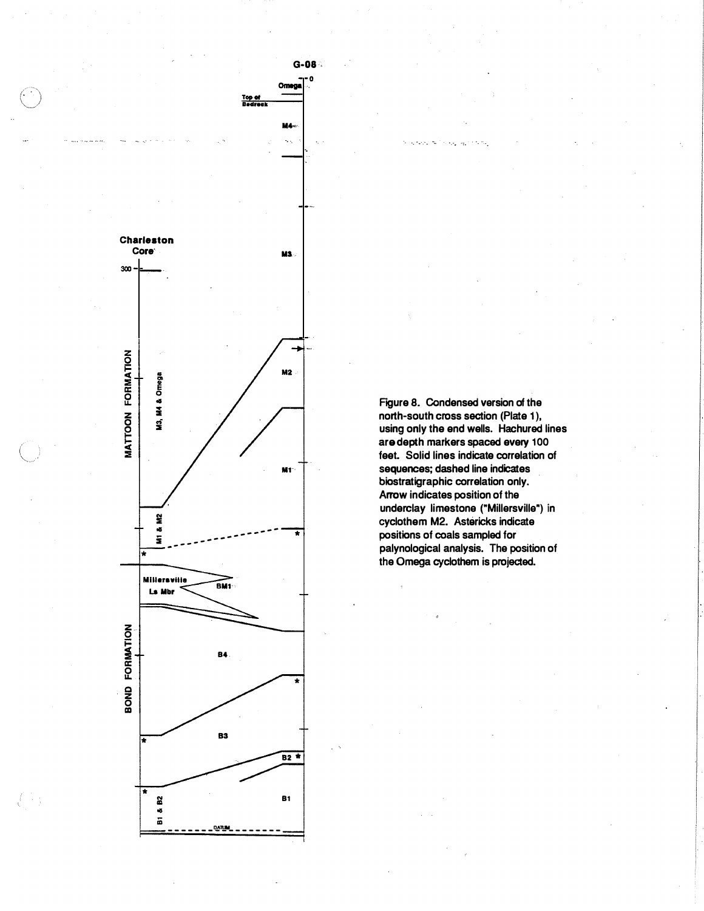G-08

0

Omega

Top of Bedrock

M4

M3

Charleston Core

300

MATTOON FORMATION

M3, M4 & Omega

M2

M1

M1 & M2

Millersville Ls Mbr

BM1

BOND FORMATION

B4

B3

B2

B1

B1 & B2

DATUM

Figure 8. Condensed version of the north-south cross section (Plate 1), using only the end wells. Hachured lines are depth markers spaced every 100 feet. Solid lines indicate correlation of sequences; dashed line indicates biostratigraphic correlation only. Arrow indicates position of the underclay limestone ("Millersville") in cyclothem M2. Astericks indicate positions of coals sampled for palynological analysis. The position of the Omega cyclothem is projected.